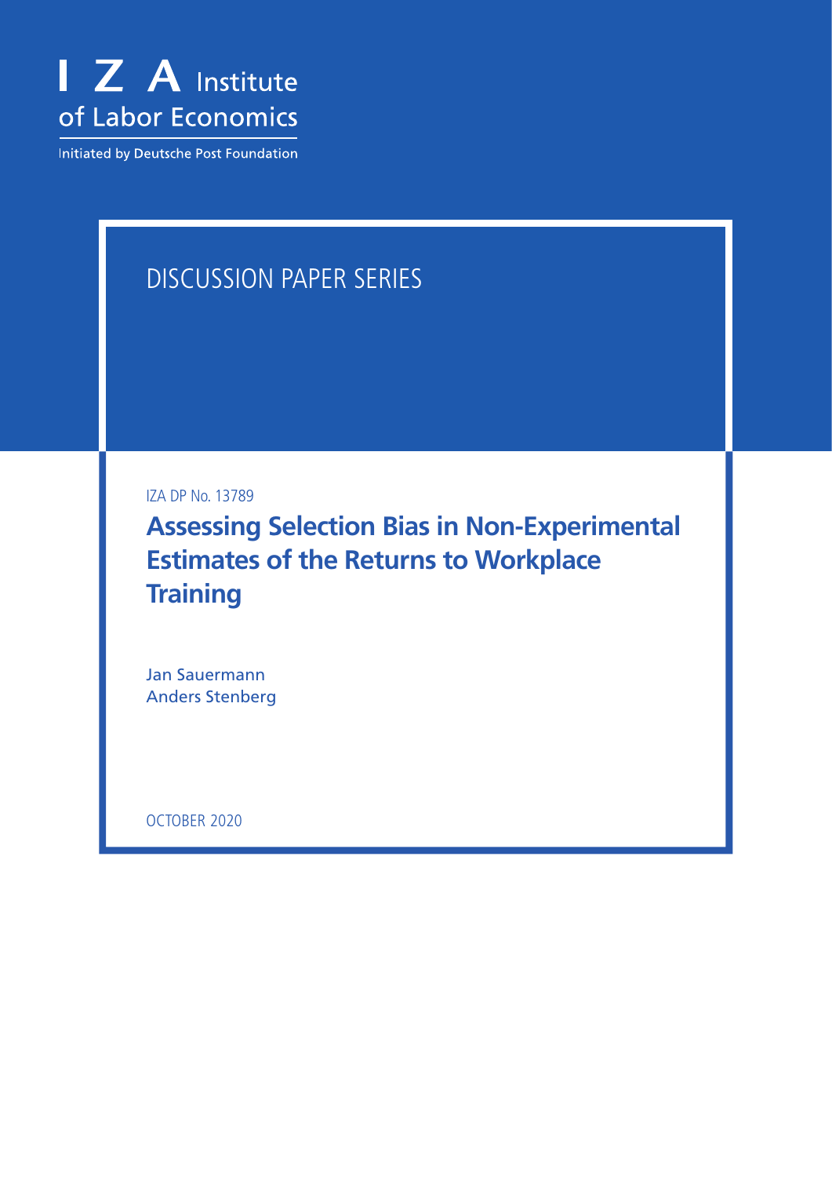I Z A Institute of Labor Economics

Initiated by Deutsche Post Foundation

DISCUSSION PAPER SERIES

IZA DP No. 13789

# Assessing Selection Bias in Non-Experimental Estimates of the Returns to Workplace Training

Jan Sauermann
Anders Stenberg

OCTOBER 2020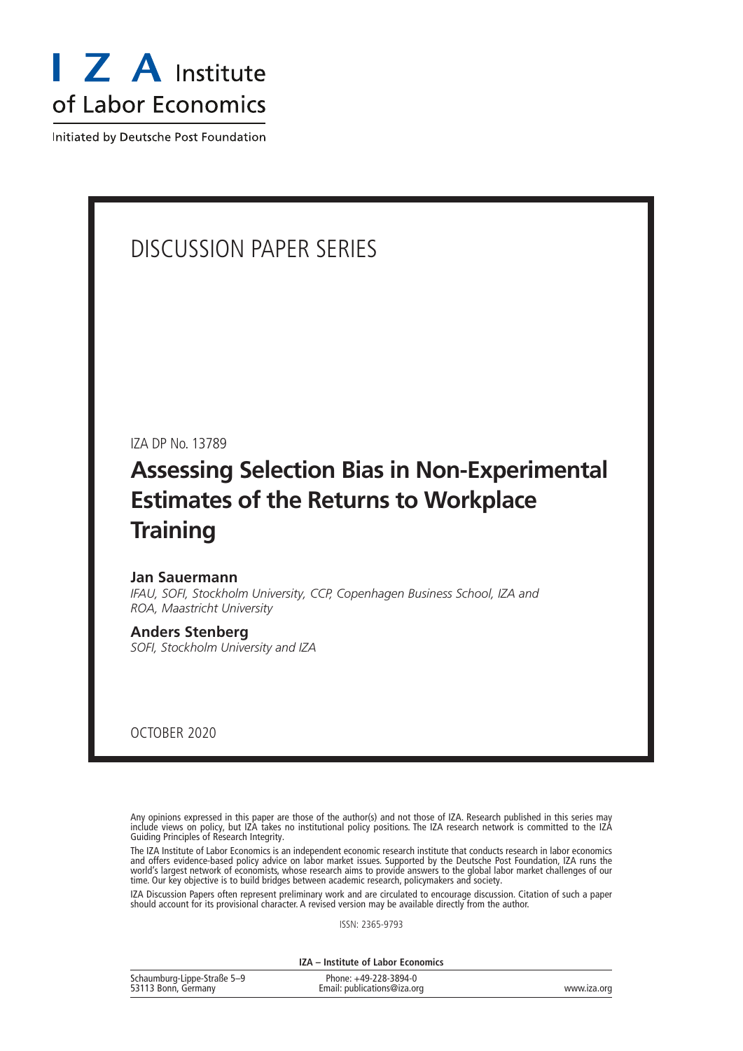# I Z A Institute of Labor Economics

Initiated by Deutsche Post Foundation

DISCUSSION PAPER SERIES

IZA DP No. 13789

## Assessing Selection Bias in Non-Experimental Estimates of the Returns to Workplace Training

**Jan Sauermann**
*IFAU, SOFI, Stockholm University, CCP, Copenhagen Business School, IZA and ROA, Maastricht University*

**Anders Stenberg**
*SOFI, Stockholm University and IZA*

OCTOBER 2020

Any opinions expressed in this paper are those of the author(s) and not those of IZA. Research published in this series may include views on policy, but IZA takes no institutional policy positions. The IZA research network is committed to the IZA Guiding Principles of Research Integrity.

The IZA Institute of Labor Economics is an independent economic research institute that conducts research in labor economics and offers evidence-based policy advice on labor market issues. Supported by the Deutsche Post Foundation, IZA runs the world's largest network of economists, whose research aims to provide answers to the global labor market challenges of our time. Our key objective is to build bridges between academic research, policymakers and society.

IZA Discussion Papers often represent preliminary work and are circulated to encourage discussion. Citation of such a paper should account for its provisional character. A revised version may be available directly from the author.

ISSN: 2365-9793

**IZA – Institute of Labor Economics**

| Schaumburg-Lippe-Straße 5–9<br>53113 Bonn, Germany | Phone: +49-228-3894-0<br>Email: publications@iza.org | www.iza.org |
|---|---|---|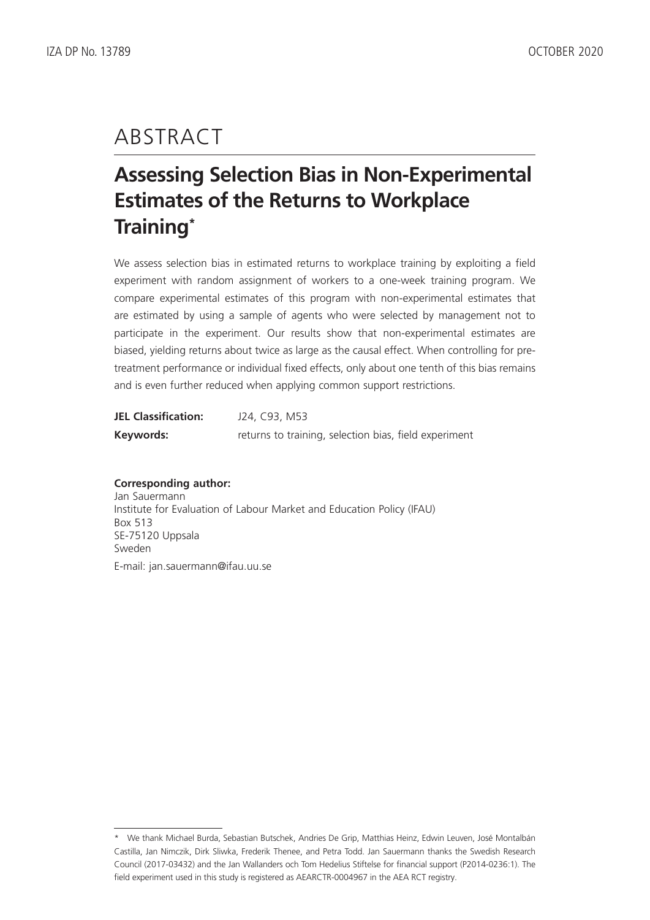# ABSTRACT

## Assessing Selection Bias in Non-Experimental Estimates of the Returns to Workplace Training*

We assess selection bias in estimated returns to workplace training by exploiting a field experiment with random assignment of workers to a one-week training program. We compare experimental estimates of this program with non-experimental estimates that are estimated by using a sample of agents who were selected by management not to participate in the experiment. Our results show that non-experimental estimates are biased, yielding returns about twice as large as the causal effect. When controlling for pre-treatment performance or individual fixed effects, only about one tenth of this bias remains and is even further reduced when applying common support restrictions.

**JEL Classification:** J24, C93, M53

**Keywords:** returns to training, selection bias, field experiment

**Corresponding author:**

Jan Sauermann
Institute for Evaluation of Labour Market and Education Policy (IFAU)
Box 513
SE-75120 Uppsala
Sweden

E-mail: jan.sauermann@ifau.uu.se

---

* We thank Michael Burda, Sebastian Butschek, Andries De Grip, Matthias Heinz, Edwin Leuven, José Montalbán Castilla, Jan Nimczik, Dirk Sliwka, Frederik Thenee, and Petra Todd. Jan Sauermann thanks the Swedish Research Council (2017-03432) and the Jan Wallanders och Tom Hedelius Stiftelse for financial support (P2014-0236:1). The field experiment used in this study is registered as AEARCTR-0004967 in the AEA RCT registry.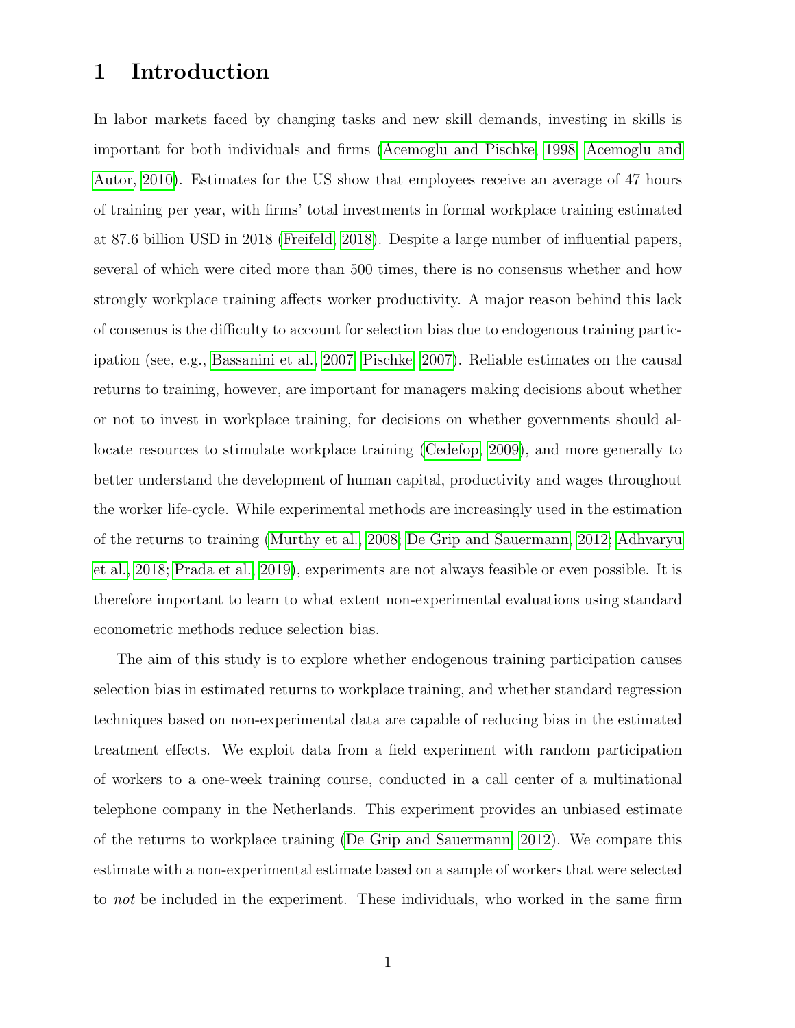# 1 Introduction

In labor markets faced by changing tasks and new skill demands, investing in skills is important for both individuals and firms (Acemoglu and Pischke, 1998; Acemoglu and Autor, 2010). Estimates for the US show that employees receive an average of 47 hours of training per year, with firms' total investments in formal workplace training estimated at 87.6 billion USD in 2018 (Freifeld, 2018). Despite a large number of influential papers, several of which were cited more than 500 times, there is no consensus whether and how strongly workplace training affects worker productivity. A major reason behind this lack of consenus is the difficulty to account for selection bias due to endogenous training participation (see, e.g., Bassanini et al., 2007; Pischke, 2007). Reliable estimates on the causal returns to training, however, are important for managers making decisions about whether or not to invest in workplace training, for decisions on whether governments should allocate resources to stimulate workplace training (Cedefop, 2009), and more generally to better understand the development of human capital, productivity and wages throughout the worker life-cycle. While experimental methods are increasingly used in the estimation of the returns to training (Murthy et al., 2008; De Grip and Sauermann, 2012; Adhvaryu et al., 2018; Prada et al., 2019), experiments are not always feasible or even possible. It is therefore important to learn to what extent non-experimental evaluations using standard econometric methods reduce selection bias.

The aim of this study is to explore whether endogenous training participation causes selection bias in estimated returns to workplace training, and whether standard regression techniques based on non-experimental data are capable of reducing bias in the estimated treatment effects. We exploit data from a field experiment with random participation of workers to a one-week training course, conducted in a call center of a multinational telephone company in the Netherlands. This experiment provides an unbiased estimate of the returns to workplace training (De Grip and Sauermann, 2012). We compare this estimate with a non-experimental estimate based on a sample of workers that were selected to *not* be included in the experiment. These individuals, who worked in the same firm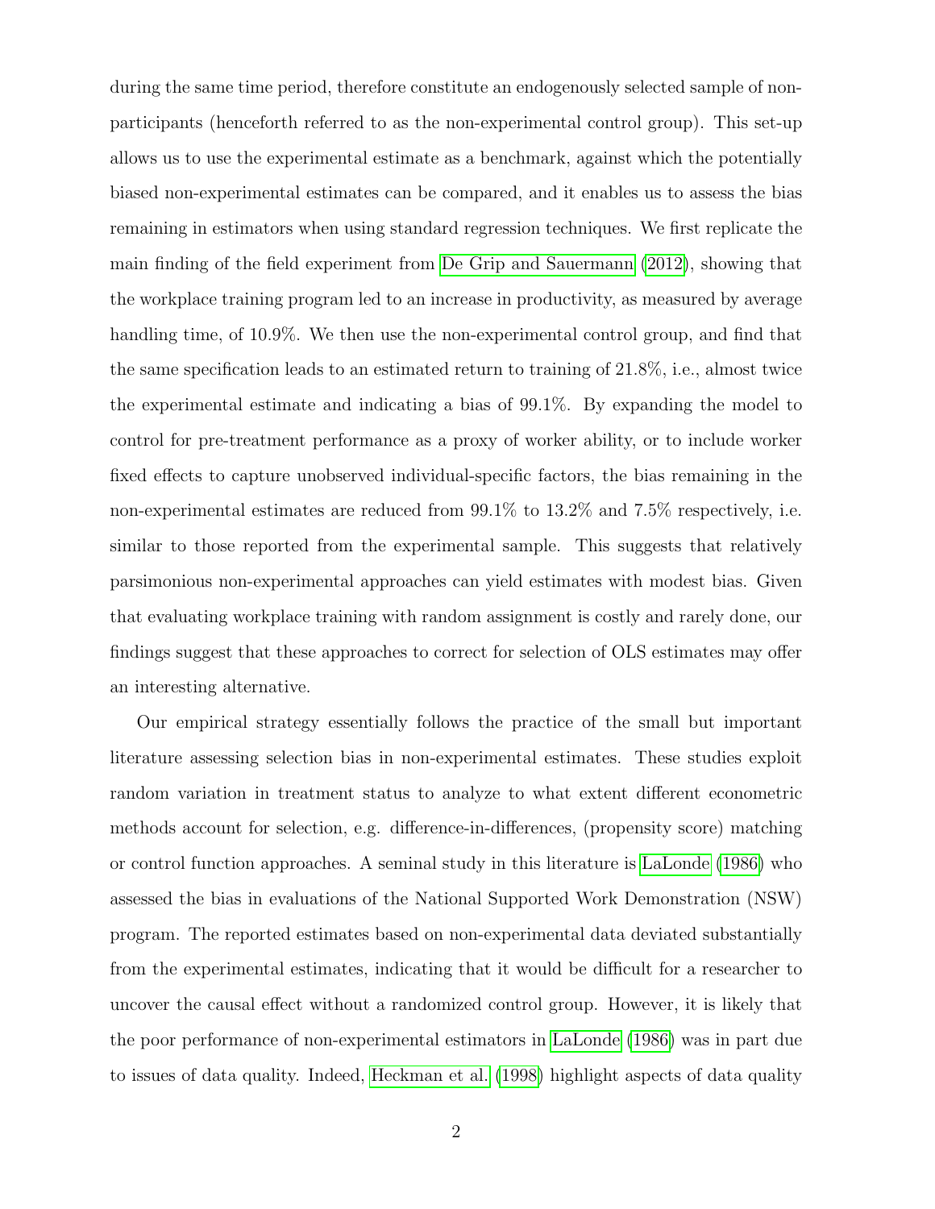during the same time period, therefore constitute an endogenously selected sample of non-participants (henceforth referred to as the non-experimental control group). This set-up allows us to use the experimental estimate as a benchmark, against which the potentially biased non-experimental estimates can be compared, and it enables us to assess the bias remaining in estimators when using standard regression techniques. We first replicate the main finding of the field experiment from De Grip and Sauermann (2012), showing that the workplace training program led to an increase in productivity, as measured by average handling time, of 10.9%. We then use the non-experimental control group, and find that the same specification leads to an estimated return to training of 21.8%, i.e., almost twice the experimental estimate and indicating a bias of 99.1%. By expanding the model to control for pre-treatment performance as a proxy of worker ability, or to include worker fixed effects to capture unobserved individual-specific factors, the bias remaining in the non-experimental estimates are reduced from 99.1% to 13.2% and 7.5% respectively, i.e. similar to those reported from the experimental sample. This suggests that relatively parsimonious non-experimental approaches can yield estimates with modest bias. Given that evaluating workplace training with random assignment is costly and rarely done, our findings suggest that these approaches to correct for selection of OLS estimates may offer an interesting alternative.

Our empirical strategy essentially follows the practice of the small but important literature assessing selection bias in non-experimental estimates. These studies exploit random variation in treatment status to analyze to what extent different econometric methods account for selection, e.g. difference-in-differences, (propensity score) matching or control function approaches. A seminal study in this literature is LaLonde (1986) who assessed the bias in evaluations of the National Supported Work Demonstration (NSW) program. The reported estimates based on non-experimental data deviated substantially from the experimental estimates, indicating that it would be difficult for a researcher to uncover the causal effect without a randomized control group. However, it is likely that the poor performance of non-experimental estimators in LaLonde (1986) was in part due to issues of data quality. Indeed, Heckman et al. (1998) highlight aspects of data quality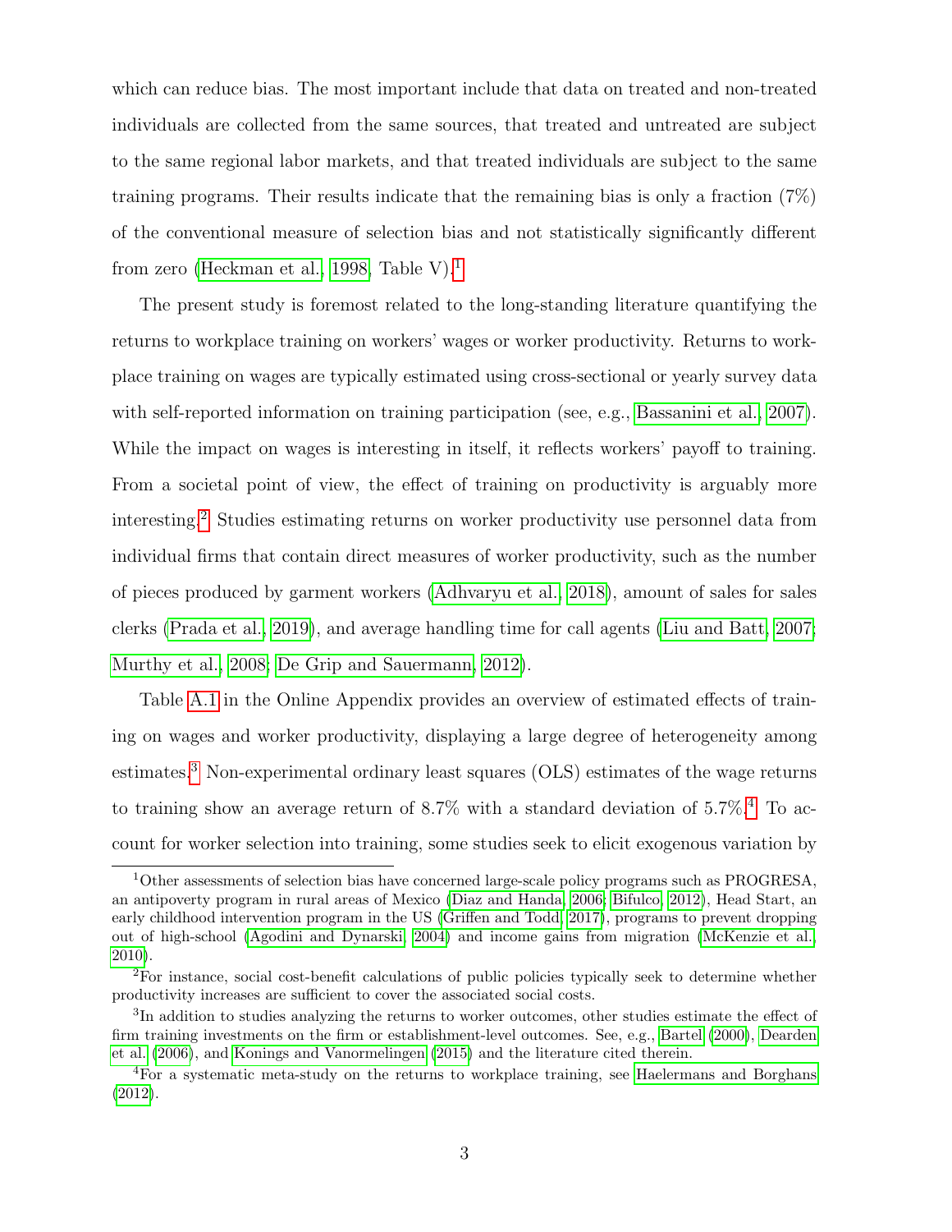which can reduce bias. The most important include that data on treated and non-treated individuals are collected from the same sources, that treated and untreated are subject to the same regional labor markets, and that treated individuals are subject to the same training programs. Their results indicate that the remaining bias is only a fraction (7%) of the conventional measure of selection bias and not statistically significantly different from zero (Heckman et al., 1998, Table V).[1]

The present study is foremost related to the long-standing literature quantifying the returns to workplace training on workers' wages or worker productivity. Returns to workplace training on wages are typically estimated using cross-sectional or yearly survey data with self-reported information on training participation (see, e.g., Bassanini et al., 2007). While the impact on wages is interesting in itself, it reflects workers' payoff to training. From a societal point of view, the effect of training on productivity is arguably more interesting.[2] Studies estimating returns on worker productivity use personnel data from individual firms that contain direct measures of worker productivity, such as the number of pieces produced by garment workers (Adhvaryu et al., 2018), amount of sales for sales clerks (Prada et al., 2019), and average handling time for call agents (Liu and Batt, 2007; Murthy et al., 2008; De Grip and Sauermann, 2012).

Table A.1 in the Online Appendix provides an overview of estimated effects of training on wages and worker productivity, displaying a large degree of heterogeneity among estimates.[3] Non-experimental ordinary least squares (OLS) estimates of the wage returns to training show an average return of 8.7% with a standard deviation of 5.7%.[4] To account for worker selection into training, some studies seek to elicit exogenous variation by

---

[1] Other assessments of selection bias have concerned large-scale policy programs such as PROGRESA, an antipoverty program in rural areas of Mexico (Diaz and Handa, 2006; Bifulco, 2012), Head Start, an early childhood intervention program in the US (Griffen and Todd, 2017), programs to prevent dropping out of high-school (Agodini and Dynarski, 2004) and income gains from migration (McKenzie et al., 2010).

[2] For instance, social cost-benefit calculations of public policies typically seek to determine whether productivity increases are sufficient to cover the associated social costs.

[3] In addition to studies analyzing the returns to worker outcomes, other studies estimate the effect of firm training investments on the firm or establishment-level outcomes. See, e.g., Bartel (2000), Dearden et al. (2006), and Konings and Vanormelingen (2015) and the literature cited therein.

[4] For a systematic meta-study on the returns to workplace training, see Haelermans and Borghans (2012).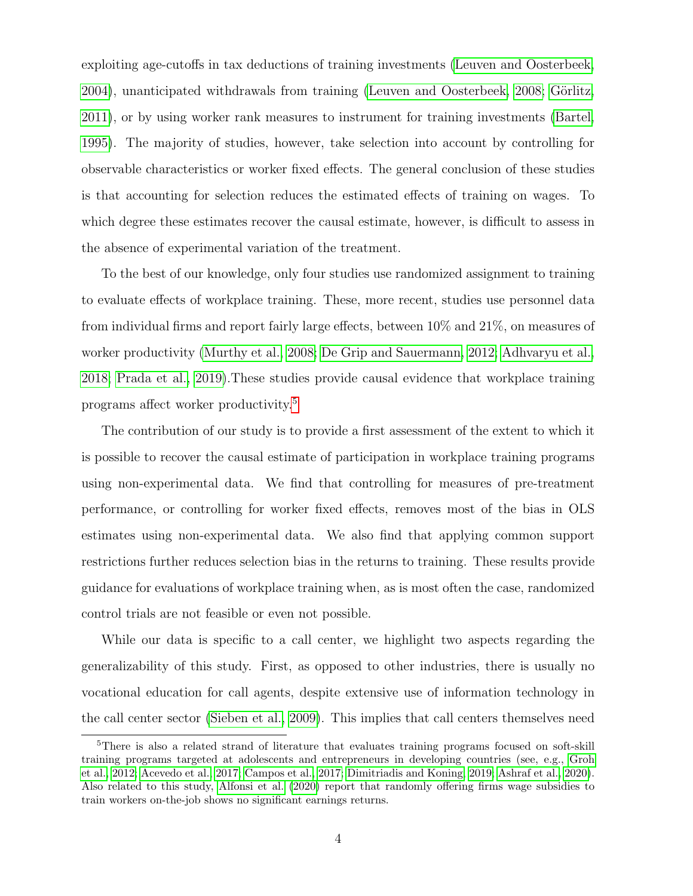exploiting age-cutoffs in tax deductions of training investments (Leuven and Oosterbeek, 2004), unanticipated withdrawals from training (Leuven and Oosterbeek, 2008; Görlitz, 2011), or by using worker rank measures to instrument for training investments (Bartel, 1995). The majority of studies, however, take selection into account by controlling for observable characteristics or worker fixed effects. The general conclusion of these studies is that accounting for selection reduces the estimated effects of training on wages. To which degree these estimates recover the causal estimate, however, is difficult to assess in the absence of experimental variation of the treatment.

To the best of our knowledge, only four studies use randomized assignment to training to evaluate effects of workplace training. These, more recent, studies use personnel data from individual firms and report fairly large effects, between 10% and 21%, on measures of worker productivity (Murthy et al., 2008; De Grip and Sauermann, 2012; Adhvaryu et al., 2018; Prada et al., 2019).These studies provide causal evidence that workplace training programs affect worker productivity.[5]

The contribution of our study is to provide a first assessment of the extent to which it is possible to recover the causal estimate of participation in workplace training programs using non-experimental data. We find that controlling for measures of pre-treatment performance, or controlling for worker fixed effects, removes most of the bias in OLS estimates using non-experimental data. We also find that applying common support restrictions further reduces selection bias in the returns to training. These results provide guidance for evaluations of workplace training when, as is most often the case, randomized control trials are not feasible or even not possible.

While our data is specific to a call center, we highlight two aspects regarding the generalizability of this study. First, as opposed to other industries, there is usually no vocational education for call agents, despite extensive use of information technology in the call center sector (Sieben et al., 2009). This implies that call centers themselves need

[5] There is also a related strand of literature that evaluates training programs focused on soft-skill training programs targeted at adolescents and entrepreneurs in developing countries (see, e.g., Groh et al., 2012; Acevedo et al., 2017; Campos et al., 2017; Dimitriadis and Koning, 2019; Ashraf et al., 2020). Also related to this study, Alfonsi et al. (2020) report that randomly offering firms wage subsidies to train workers on-the-job shows no significant earnings returns.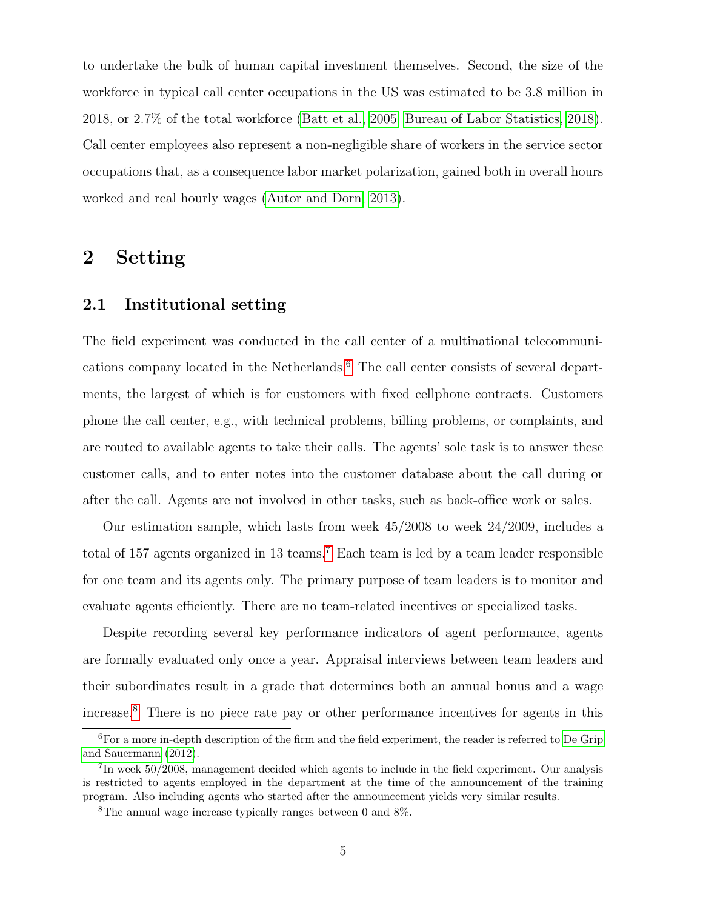to undertake the bulk of human capital investment themselves. Second, the size of the workforce in typical call center occupations in the US was estimated to be 3.8 million in 2018, or 2.7% of the total workforce (Batt et al., 2005; Bureau of Labor Statistics, 2018). Call center employees also represent a non-negligible share of workers in the service sector occupations that, as a consequence labor market polarization, gained both in overall hours worked and real hourly wages (Autor and Dorn, 2013).

# 2 Setting

## 2.1 Institutional setting

The field experiment was conducted in the call center of a multinational telecommunications company located in the Netherlands.[6] The call center consists of several departments, the largest of which is for customers with fixed cellphone contracts. Customers phone the call center, e.g., with technical problems, billing problems, or complaints, and are routed to available agents to take their calls. The agents' sole task is to answer these customer calls, and to enter notes into the customer database about the call during or after the call. Agents are not involved in other tasks, such as back-office work or sales.

Our estimation sample, which lasts from week 45/2008 to week 24/2009, includes a total of 157 agents organized in 13 teams.[7] Each team is led by a team leader responsible for one team and its agents only. The primary purpose of team leaders is to monitor and evaluate agents efficiently. There are no team-related incentives or specialized tasks.

Despite recording several key performance indicators of agent performance, agents are formally evaluated only once a year. Appraisal interviews between team leaders and their subordinates result in a grade that determines both an annual bonus and a wage increase.[8] There is no piece rate pay or other performance incentives for agents in this

[6] For a more in-depth description of the firm and the field experiment, the reader is referred to De Grip and Sauermann (2012).

[7] In week 50/2008, management decided which agents to include in the field experiment. Our analysis is restricted to agents employed in the department at the time of the announcement of the training program. Also including agents who started after the announcement yields very similar results.

[8] The annual wage increase typically ranges between 0 and 8%.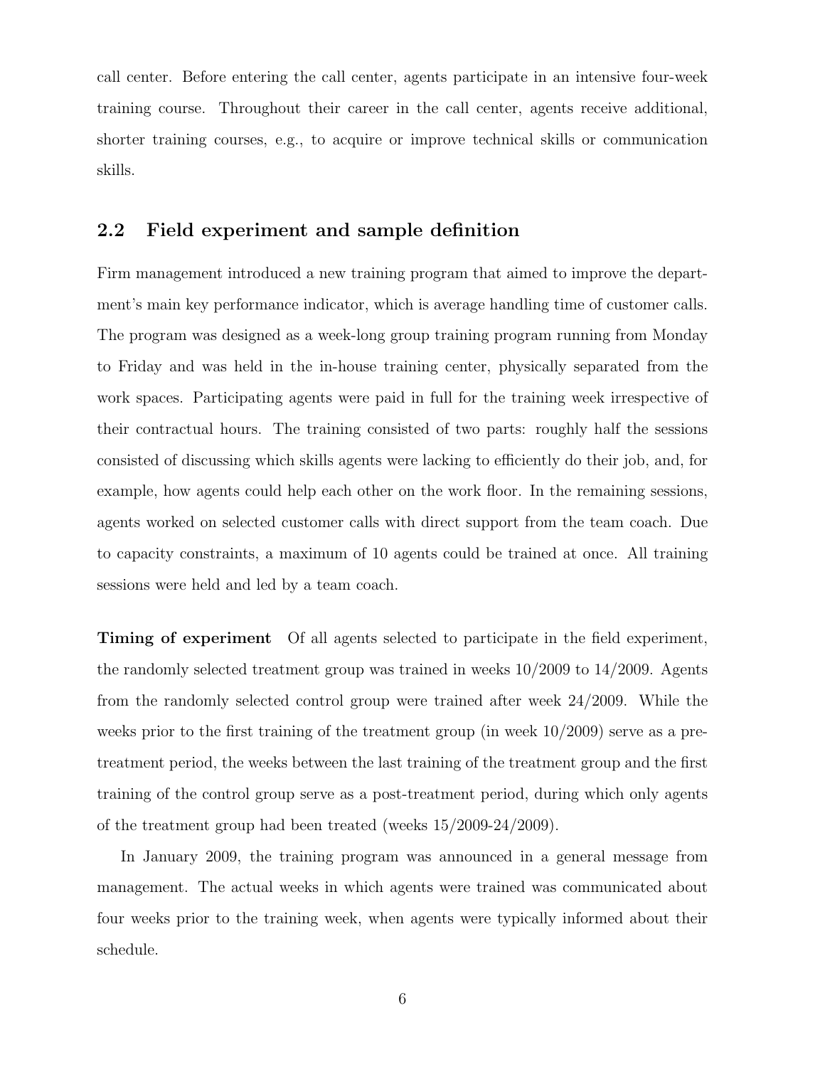call center. Before entering the call center, agents participate in an intensive four-week training course. Throughout their career in the call center, agents receive additional, shorter training courses, e.g., to acquire or improve technical skills or communication skills.

## 2.2 Field experiment and sample definition

Firm management introduced a new training program that aimed to improve the department's main key performance indicator, which is average handling time of customer calls. The program was designed as a week-long group training program running from Monday to Friday and was held in the in-house training center, physically separated from the work spaces. Participating agents were paid in full for the training week irrespective of their contractual hours. The training consisted of two parts: roughly half the sessions consisted of discussing which skills agents were lacking to efficiently do their job, and, for example, how agents could help each other on the work floor. In the remaining sessions, agents worked on selected customer calls with direct support from the team coach. Due to capacity constraints, a maximum of 10 agents could be trained at once. All training sessions were held and led by a team coach.

**Timing of experiment** Of all agents selected to participate in the field experiment, the randomly selected treatment group was trained in weeks 10/2009 to 14/2009. Agents from the randomly selected control group were trained after week 24/2009. While the weeks prior to the first training of the treatment group (in week 10/2009) serve as a pre-treatment period, the weeks between the last training of the treatment group and the first training of the control group serve as a post-treatment period, during which only agents of the treatment group had been treated (weeks 15/2009-24/2009).

In January 2009, the training program was announced in a general message from management. The actual weeks in which agents were trained was communicated about four weeks prior to the training week, when agents were typically informed about their schedule.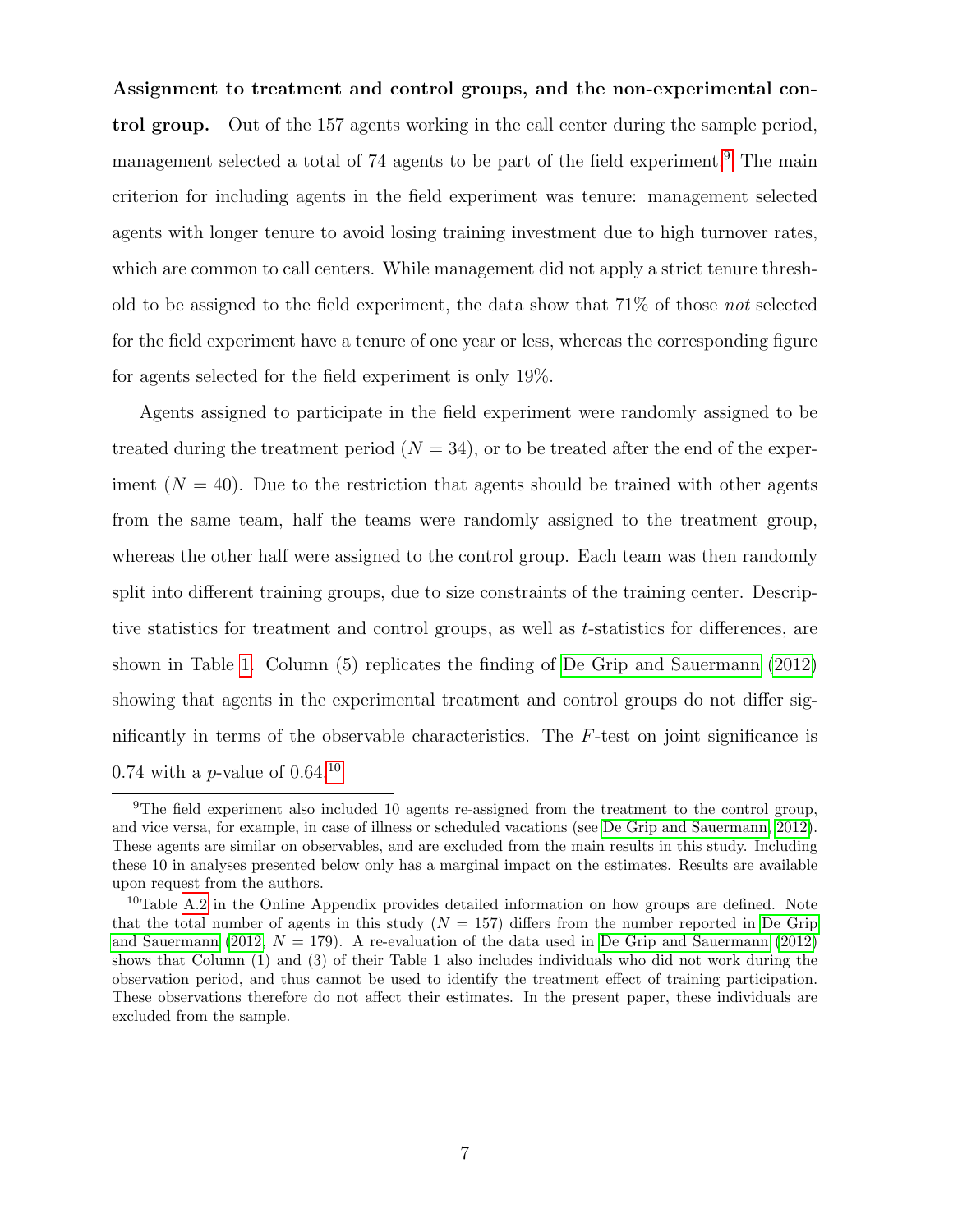**Assignment to treatment and control groups, and the non-experimental control group.** Out of the 157 agents working in the call center during the sample period, management selected a total of 74 agents to be part of the field experiment.[9] The main criterion for including agents in the field experiment was tenure: management selected agents with longer tenure to avoid losing training investment due to high turnover rates, which are common to call centers. While management did not apply a strict tenure threshold to be assigned to the field experiment, the data show that 71% of those *not* selected for the field experiment have a tenure of one year or less, whereas the corresponding figure for agents selected for the field experiment is only 19%.

Agents assigned to participate in the field experiment were randomly assigned to be treated during the treatment period ($N = 34$), or to be treated after the end of the experiment ($N = 40$). Due to the restriction that agents should be trained with other agents from the same team, half the teams were randomly assigned to the treatment group, whereas the other half were assigned to the control group. Each team was then randomly split into different training groups, due to size constraints of the training center. Descriptive statistics for treatment and control groups, as well as $t$-statistics for differences, are shown in Table 1. Column (5) replicates the finding of De Grip and Sauermann (2012) showing that agents in the experimental treatment and control groups do not differ significantly in terms of the observable characteristics. The $F$-test on joint significance is 0.74 with a $p$-value of 0.64.[10]

[9] The field experiment also included 10 agents re-assigned from the treatment to the control group, and vice versa, for example, in case of illness or scheduled vacations (see De Grip and Sauermann, 2012). These agents are similar on observables, and are excluded from the main results in this study. Including these 10 in analyses presented below only has a marginal impact on the estimates. Results are available upon request from the authors.

[10] Table A.2 in the Online Appendix provides detailed information on how groups are defined. Note that the total number of agents in this study ($N = 157$) differs from the number reported in De Grip and Sauermann (2012, $N = 179$). A re-evaluation of the data used in De Grip and Sauermann (2012) shows that Column (1) and (3) of their Table 1 also includes individuals who did not work during the observation period, and thus cannot be used to identify the treatment effect of training participation. These observations therefore do not affect their estimates. In the present paper, these individuals are excluded from the sample.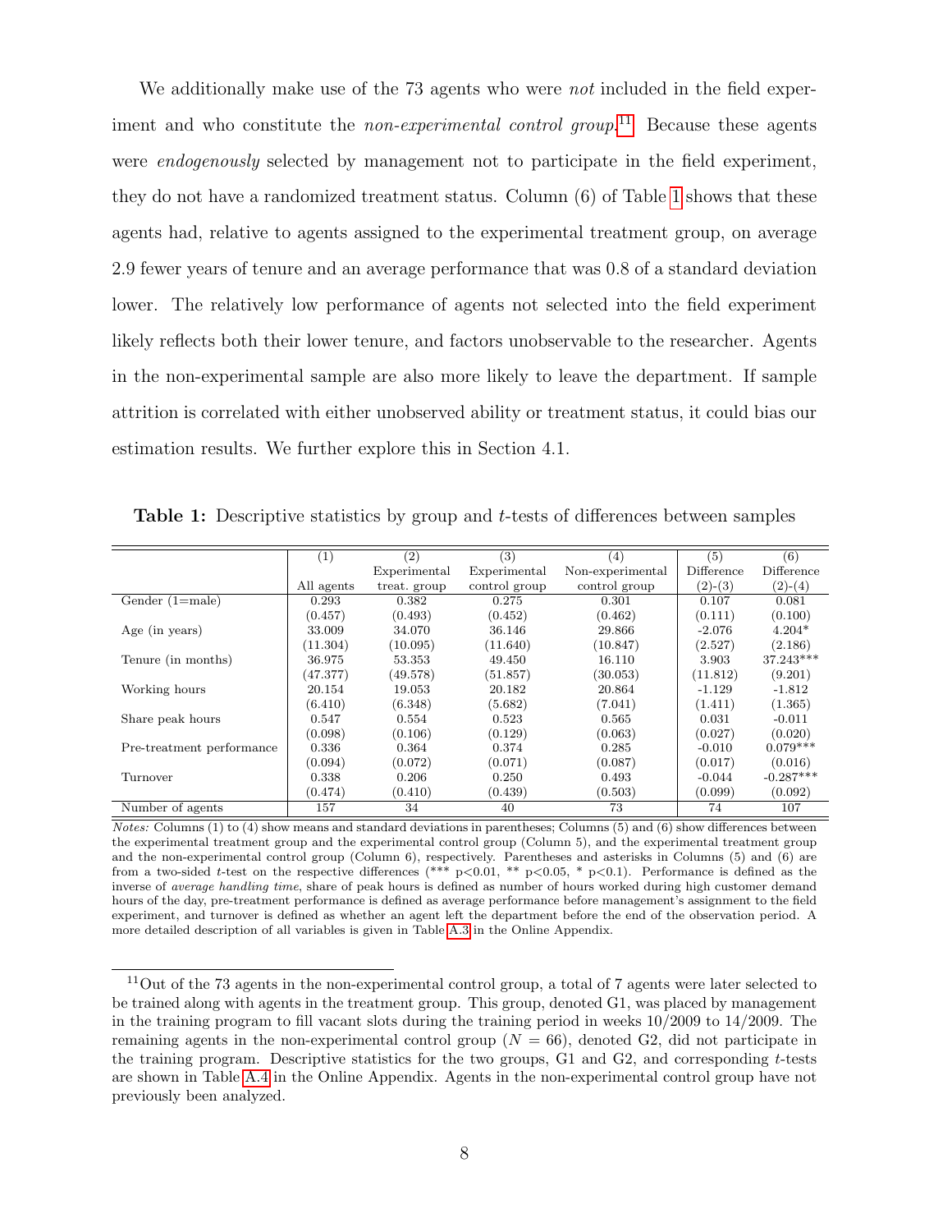We additionally make use of the 73 agents who were *not* included in the field experiment and who constitute the *non-experimental control group*.[11] Because these agents were *endogenously* selected by management not to participate in the field experiment, they do not have a randomized treatment status. Column (6) of Table 1 shows that these agents had, relative to agents assigned to the experimental treatment group, on average 2.9 fewer years of tenure and an average performance that was 0.8 of a standard deviation lower. The relatively low performance of agents not selected into the field experiment likely reflects both their lower tenure, and factors unobservable to the researcher. Agents in the non-experimental sample are also more likely to leave the department. If sample attrition is correlated with either unobserved ability or treatment status, it could bias our estimation results. We further explore this in Section 4.1.

**Table 1:** Descriptive statistics by group and $t$-tests of differences between samples

| | (1) | (2) | (3) | (4) | (5) | (6) |
|---|---|---|---|---|---|---|
| | All agents | Experimental treat. group | Experimental control group | Non-experimental control group | Difference (2)-(3) | Difference (2)-(4) |
| Gender (1=male) | 0.293 | 0.382 | 0.275 | 0.301 | 0.107 | 0.081 |
| | (0.457) | (0.493) | (0.452) | (0.462) | (0.111) | (0.100) |
| Age (in years) | 33.009 | 34.070 | 36.146 | 29.866 | -2.076 | 4.204* |
| | (11.304) | (10.095) | (11.640) | (10.847) | (2.527) | (2.186) |
| Tenure (in months) | 36.975 | 53.353 | 49.450 | 16.110 | 3.903 | 37.243*** |
| | (47.377) | (49.578) | (51.857) | (30.053) | (11.812) | (9.201) |
| Working hours | 20.154 | 19.053 | 20.182 | 20.864 | -1.129 | -1.812 |
| | (6.410) | (6.348) | (5.682) | (7.041) | (1.411) | (1.365) |
| Share peak hours | 0.547 | 0.554 | 0.523 | 0.565 | 0.031 | -0.011 |
| | (0.098) | (0.106) | (0.129) | (0.063) | (0.027) | (0.020) |
| Pre-treatment performance | 0.336 | 0.364 | 0.374 | 0.285 | -0.010 | 0.079*** |
| | (0.094) | (0.072) | (0.071) | (0.087) | (0.017) | (0.016) |
| Turnover | 0.338 | 0.206 | 0.250 | 0.493 | -0.044 | -0.287*** |
| | (0.474) | (0.410) | (0.439) | (0.503) | (0.099) | (0.092) |
| Number of agents | 157 | 34 | 40 | 73 | 74 | 107 |

*Notes:* Columns (1) to (4) show means and standard deviations in parentheses; Columns (5) and (6) show differences between the experimental treatment group and the experimental control group (Column 5), and the experimental treatment group and the non-experimental control group (Column 6), respectively. Parentheses and asterisks in Columns (5) and (6) are from a two-sided $t$-test on the respective differences (*** p<0.01, ** p<0.05, * p<0.1). Performance is defined as the inverse of *average handling time*, share of peak hours is defined as number of hours worked during high customer demand hours of the day, pre-treatment performance is defined as average performance before management's assignment to the field experiment, and turnover is defined as whether an agent left the department before the end of the observation period. A more detailed description of all variables is given in Table A.3 in the Online Appendix.

[11] Out of the 73 agents in the non-experimental control group, a total of 7 agents were later selected to be trained along with agents in the treatment group. This group, denoted G1, was placed by management in the training program to fill vacant slots during the training period in weeks 10/2009 to 14/2009. The remaining agents in the non-experimental control group ($N = 66$), denoted G2, did not participate in the training program. Descriptive statistics for the two groups, G1 and G2, and corresponding $t$-tests are shown in Table A.4 in the Online Appendix. Agents in the non-experimental control group have not previously been analyzed.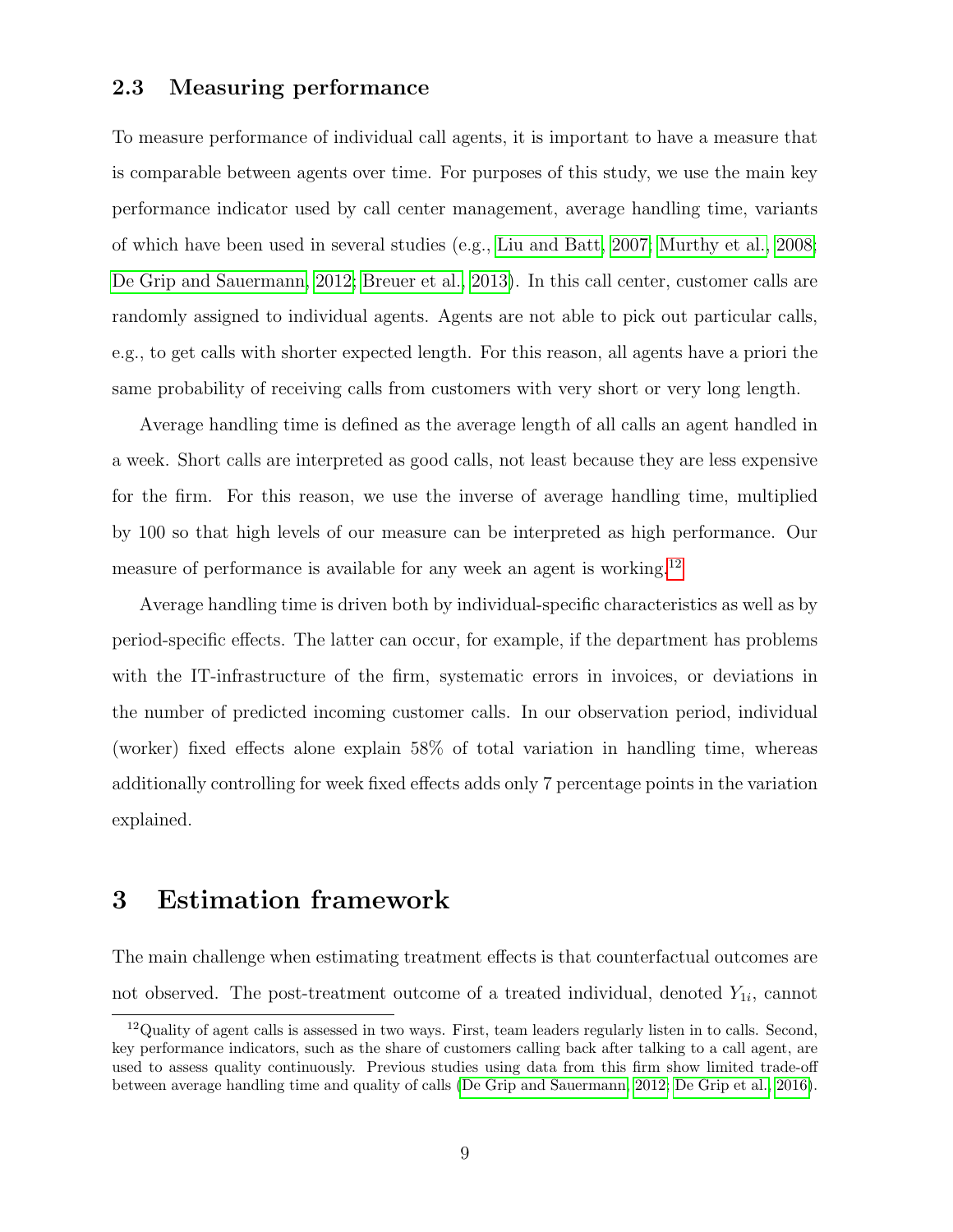### 2.3 Measuring performance

To measure performance of individual call agents, it is important to have a measure that is comparable between agents over time. For purposes of this study, we use the main key performance indicator used by call center management, average handling time, variants of which have been used in several studies (e.g., Liu and Batt, 2007; Murthy et al., 2008; De Grip and Sauermann, 2012; Breuer et al., 2013). In this call center, customer calls are randomly assigned to individual agents. Agents are not able to pick out particular calls, e.g., to get calls with shorter expected length. For this reason, all agents have a priori the same probability of receiving calls from customers with very short or very long length.

Average handling time is defined as the average length of all calls an agent handled in a week. Short calls are interpreted as good calls, not least because they are less expensive for the firm. For this reason, we use the inverse of average handling time, multiplied by 100 so that high levels of our measure can be interpreted as high performance. Our measure of performance is available for any week an agent is working.[12]

Average handling time is driven both by individual-specific characteristics as well as by period-specific effects. The latter can occur, for example, if the department has problems with the IT-infrastructure of the firm, systematic errors in invoices, or deviations in the number of predicted incoming customer calls. In our observation period, individual (worker) fixed effects alone explain 58% of total variation in handling time, whereas additionally controlling for week fixed effects adds only 7 percentage points in the variation explained.

## 3 Estimation framework

The main challenge when estimating treatment effects is that counterfactual outcomes are not observed. The post-treatment outcome of a treated individual, denoted $Y_{1i}$, cannot

[12] Quality of agent calls is assessed in two ways. First, team leaders regularly listen in to calls. Second, key performance indicators, such as the share of customers calling back after talking to a call agent, are used to assess quality continuously. Previous studies using data from this firm show limited trade-off between average handling time and quality of calls (De Grip and Sauermann, 2012; De Grip et al., 2016).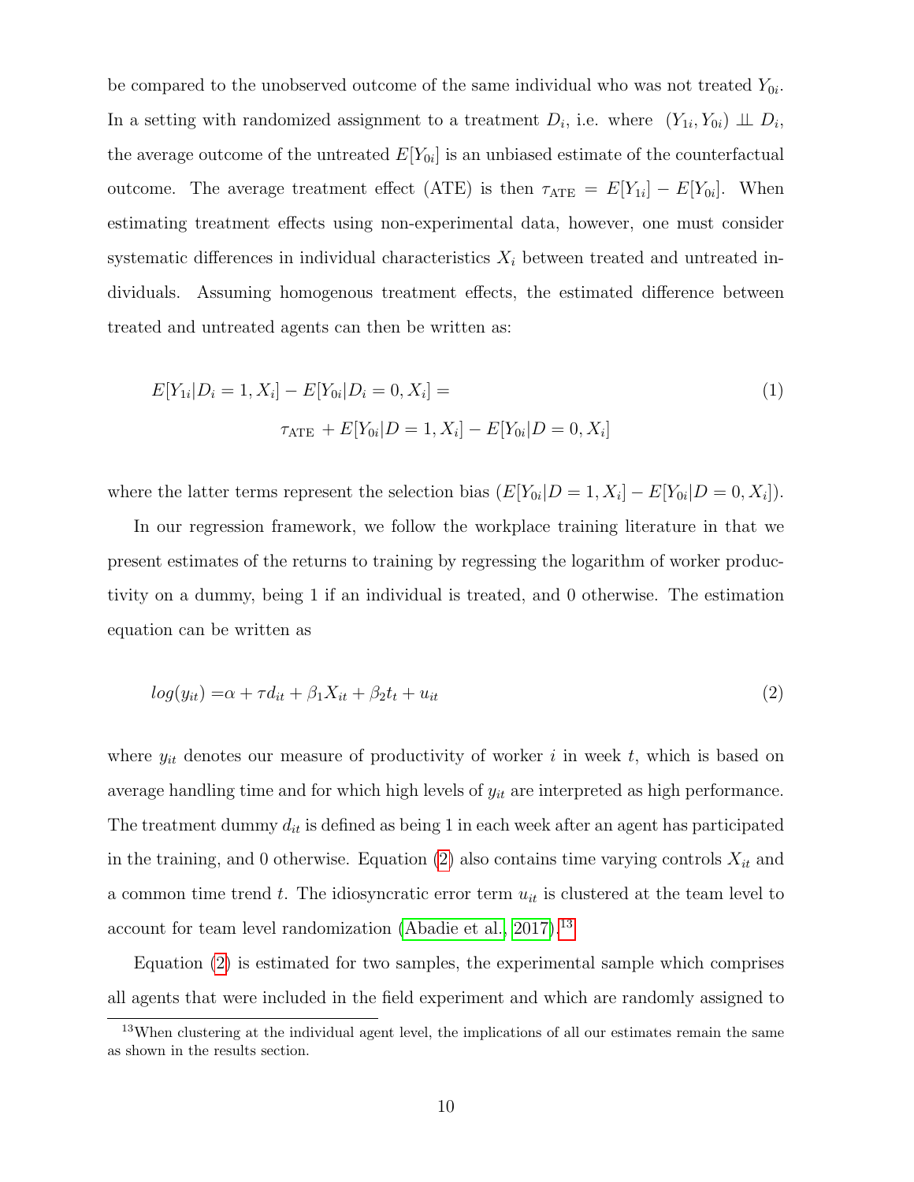be compared to the unobserved outcome of the same individual who was not treated $Y_{0i}$. In a setting with randomized assignment to a treatment $D_i$, i.e. where $(Y_{1i}, Y_{0i}) \perp\!\!\!\perp D_i$, the average outcome of the untreated $E[Y_{0i}]$ is an unbiased estimate of the counterfactual outcome. The average treatment effect (ATE) is then $\tau_{\text{ATE}} = E[Y_{1i}] - E[Y_{0i}]$. When estimating treatment effects using non-experimental data, however, one must consider systematic differences in individual characteristics $X_i$ between treated and untreated individuals. Assuming homogenous treatment effects, the estimated difference between treated and untreated agents can then be written as:

$$
\begin{aligned}
&E[Y_{1i}|D_i = 1, X_i] - E[Y_{0i}|D_i = 0, X_i] = \\
&\qquad \tau_{\text{ATE}} + E[Y_{0i}|D = 1, X_i] - E[Y_{0i}|D = 0, X_i]
\end{aligned} \tag{1}
$$

where the latter terms represent the selection bias $(E[Y_{0i}|D = 1, X_i] - E[Y_{0i}|D = 0, X_i])$.

In our regression framework, we follow the workplace training literature in that we present estimates of the returns to training by regressing the logarithm of worker productivity on a dummy, being 1 if an individual is treated, and 0 otherwise. The estimation equation can be written as

$$
log(y_{it}) = \alpha + \tau d_{it} + \beta_1 X_{it} + \beta_2 t_t + u_{it} \tag{2}
$$

where $y_{it}$ denotes our measure of productivity of worker $i$ in week $t$, which is based on average handling time and for which high levels of $y_{it}$ are interpreted as high performance. The treatment dummy $d_{it}$ is defined as being 1 in each week after an agent has participated in the training, and 0 otherwise. Equation (2) also contains time varying controls $X_{it}$ and a common time trend $t$. The idiosyncratic error term $u_{it}$ is clustered at the team level to account for team level randomization (Abadie et al., 2017).[13]

Equation (2) is estimated for two samples, the experimental sample which comprises all agents that were included in the field experiment and which are randomly assigned to

[13] When clustering at the individual agent level, the implications of all our estimates remain the same as shown in the results section.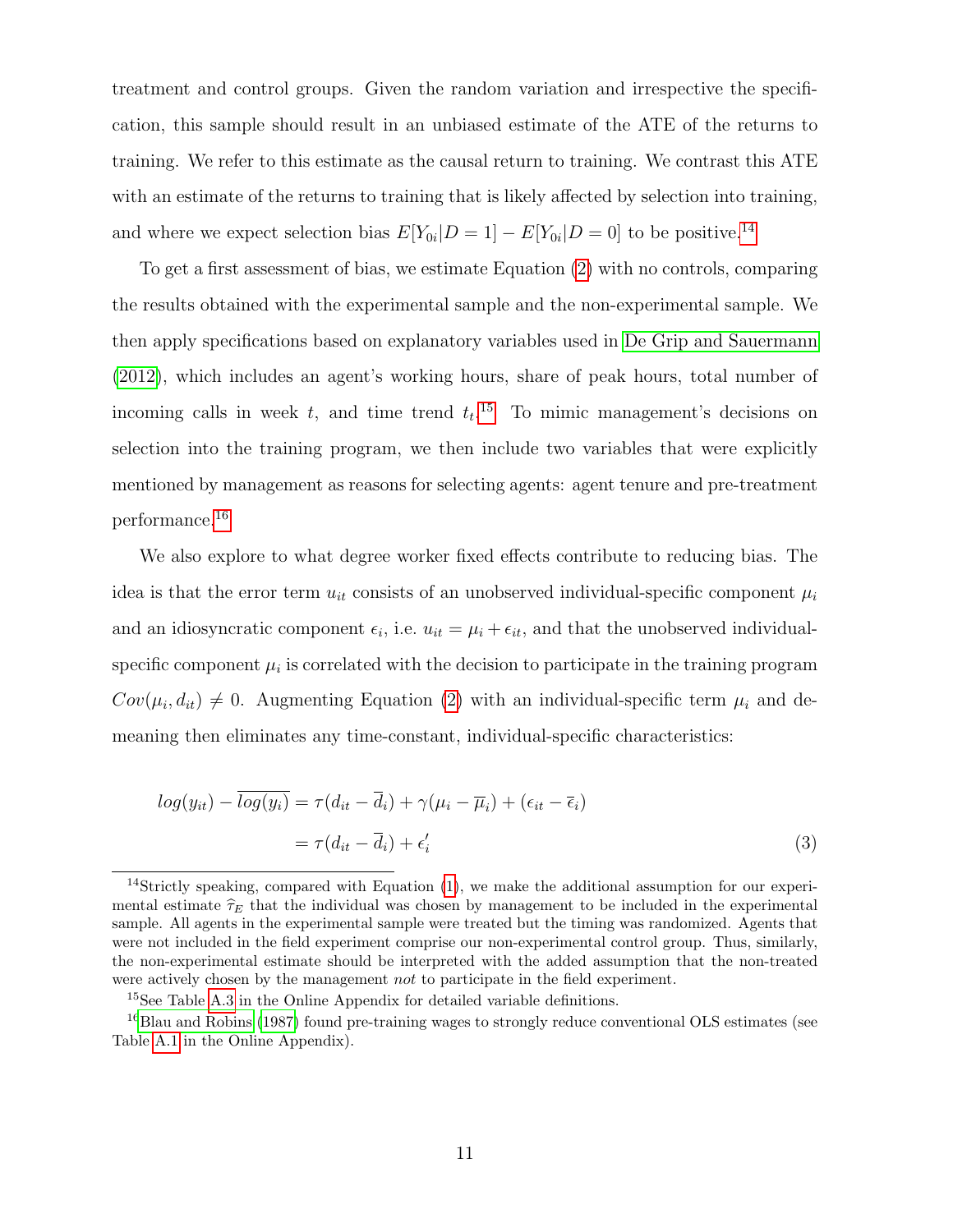treatment and control groups. Given the random variation and irrespective the specification, this sample should result in an unbiased estimate of the ATE of the returns to training. We refer to this estimate as the causal return to training. We contrast this ATE with an estimate of the returns to training that is likely affected by selection into training, and where we expect selection bias $E[Y_{0i}|D=1] - E[Y_{0i}|D=0]$ to be positive.[14]

To get a first assessment of bias, we estimate Equation (2) with no controls, comparing the results obtained with the experimental sample and the non-experimental sample. We then apply specifications based on explanatory variables used in De Grip and Sauermann (2012), which includes an agent's working hours, share of peak hours, total number of incoming calls in week $t$, and time trend $t_t$.[15] To mimic management's decisions on selection into the training program, we then include two variables that were explicitly mentioned by management as reasons for selecting agents: agent tenure and pre-treatment performance.[16]

We also explore to what degree worker fixed effects contribute to reducing bias. The idea is that the error term $u_{it}$ consists of an unobserved individual-specific component $\mu_i$ and an idiosyncratic component $\epsilon_i$, i.e. $u_{it} = \mu_i + \epsilon_{it}$, and that the unobserved individual-specific component $\mu_i$ is correlated with the decision to participate in the training program $Cov(\mu_i, d_{it}) \neq 0$. Augmenting Equation (2) with an individual-specific term $\mu_i$ and demeaning then eliminates any time-constant, individual-specific characteristics:

$$
\begin{aligned}
log(y_{it}) - \overline{log(y_i)} &= \tau(d_{it} - \overline{d}_i) + \gamma(\mu_i - \overline{\mu}_i) + (\epsilon_{it} - \overline{\epsilon}_i) \\
&= \tau(d_{it} - \overline{d}_i) + \epsilon'_i
\end{aligned}
\tag{3}
$$

[14] Strictly speaking, compared with Equation (1), we make the additional assumption for our experimental estimate $\widehat{\tau}_E$ that the individual was chosen by management to be included in the experimental sample. All agents in the experimental sample were treated but the timing was randomized. Agents that were not included in the field experiment comprise our non-experimental control group. Thus, similarly, the non-experimental estimate should be interpreted with the added assumption that the non-treated were actively chosen by the management *not* to participate in the field experiment.

[15] See Table A.3 in the Online Appendix for detailed variable definitions.

[16] Blau and Robins (1987) found pre-training wages to strongly reduce conventional OLS estimates (see Table A.1 in the Online Appendix).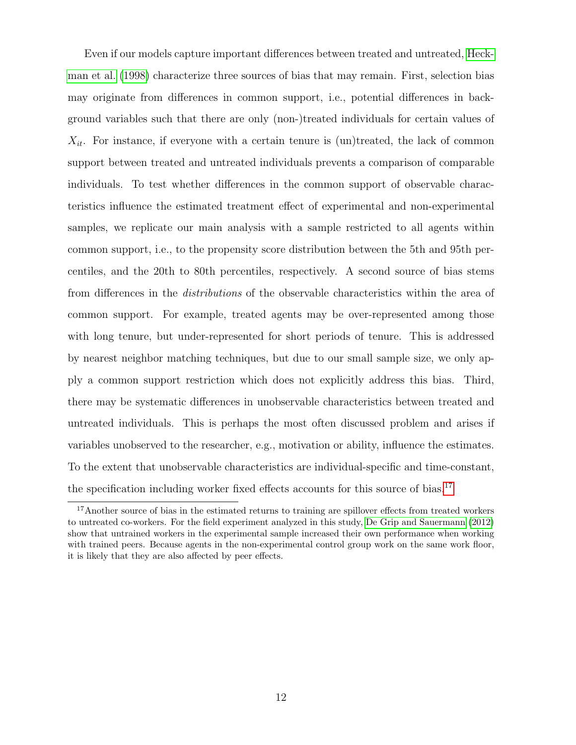Even if our models capture important differences between treated and untreated, Heckman et al. (1998) characterize three sources of bias that may remain. First, selection bias may originate from differences in common support, i.e., potential differences in background variables such that there are only (non-)treated individuals for certain values of $X_{it}$. For instance, if everyone with a certain tenure is (un)treated, the lack of common support between treated and untreated individuals prevents a comparison of comparable individuals. To test whether differences in the common support of observable characteristics influence the estimated treatment effect of experimental and non-experimental samples, we replicate our main analysis with a sample restricted to all agents within common support, i.e., to the propensity score distribution between the 5th and 95th percentiles, and the 20th to 80th percentiles, respectively. A second source of bias stems from differences in the *distributions* of the observable characteristics within the area of common support. For example, treated agents may be over-represented among those with long tenure, but under-represented for short periods of tenure. This is addressed by nearest neighbor matching techniques, but due to our small sample size, we only apply a common support restriction which does not explicitly address this bias. Third, there may be systematic differences in unobservable characteristics between treated and untreated individuals. This is perhaps the most often discussed problem and arises if variables unobserved to the researcher, e.g., motivation or ability, influence the estimates. To the extent that unobservable characteristics are individual-specific and time-constant, the specification including worker fixed effects accounts for this source of bias.[17]

[17] Another source of bias in the estimated returns to training are spillover effects from treated workers to untreated co-workers. For the field experiment analyzed in this study, De Grip and Sauermann (2012) show that untrained workers in the experimental sample increased their own performance when working with trained peers. Because agents in the non-experimental control group work on the same work floor, it is likely that they are also affected by peer effects.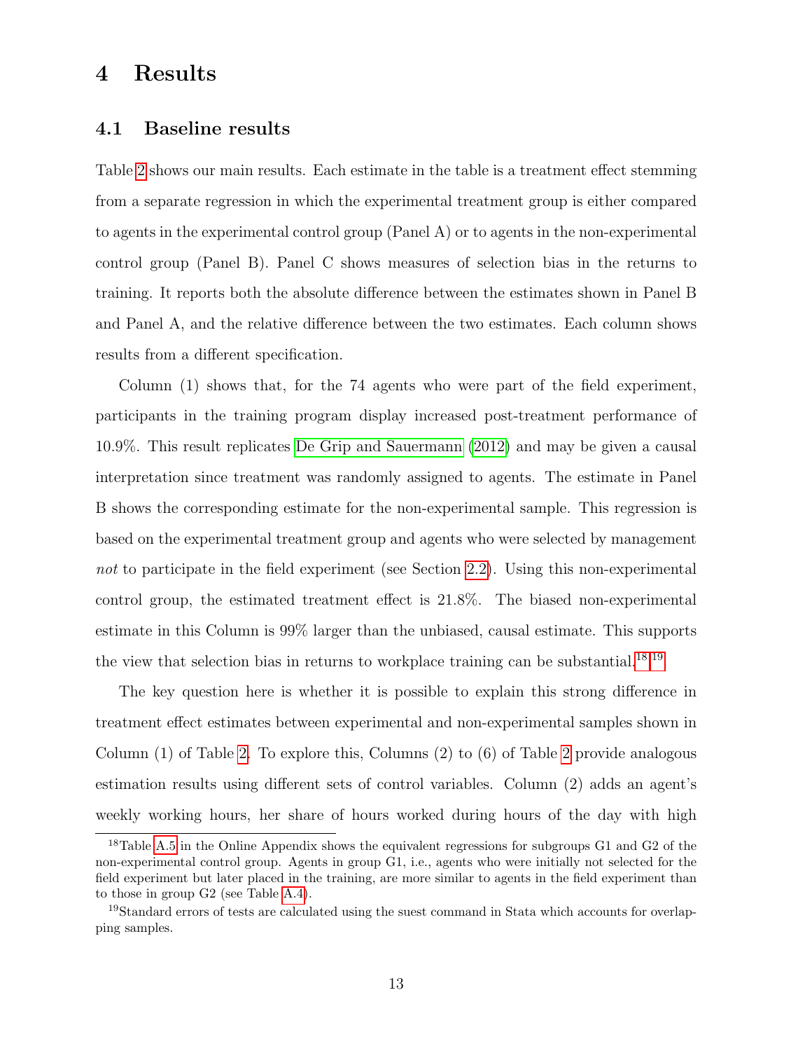# 4 Results

## 4.1 Baseline results

Table 2 shows our main results. Each estimate in the table is a treatment effect stemming from a separate regression in which the experimental treatment group is either compared to agents in the experimental control group (Panel A) or to agents in the non-experimental control group (Panel B). Panel C shows measures of selection bias in the returns to training. It reports both the absolute difference between the estimates shown in Panel B and Panel A, and the relative difference between the two estimates. Each column shows results from a different specification.

Column (1) shows that, for the 74 agents who were part of the field experiment, participants in the training program display increased post-treatment performance of 10.9%. This result replicates De Grip and Sauermann (2012) and may be given a causal interpretation since treatment was randomly assigned to agents. The estimate in Panel B shows the corresponding estimate for the non-experimental sample. This regression is based on the experimental treatment group and agents who were selected by management *not* to participate in the field experiment (see Section 2.2). Using this non-experimental control group, the estimated treatment effect is 21.8%. The biased non-experimental estimate in this Column is 99% larger than the unbiased, causal estimate. This supports the view that selection bias in returns to workplace training can be substantial.[18,19]

The key question here is whether it is possible to explain this strong difference in treatment effect estimates between experimental and non-experimental samples shown in Column (1) of Table 2. To explore this, Columns (2) to (6) of Table 2 provide analogous estimation results using different sets of control variables. Column (2) adds an agent's weekly working hours, her share of hours worked during hours of the day with high

[18] Table A.5 in the Online Appendix shows the equivalent regressions for subgroups G1 and G2 of the non-experimental control group. Agents in group G1, i.e., agents who were initially not selected for the field experiment but later placed in the training, are more similar to agents in the field experiment than to those in group G2 (see Table A.4).

[19] Standard errors of tests are calculated using the suest command in Stata which accounts for overlapping samples.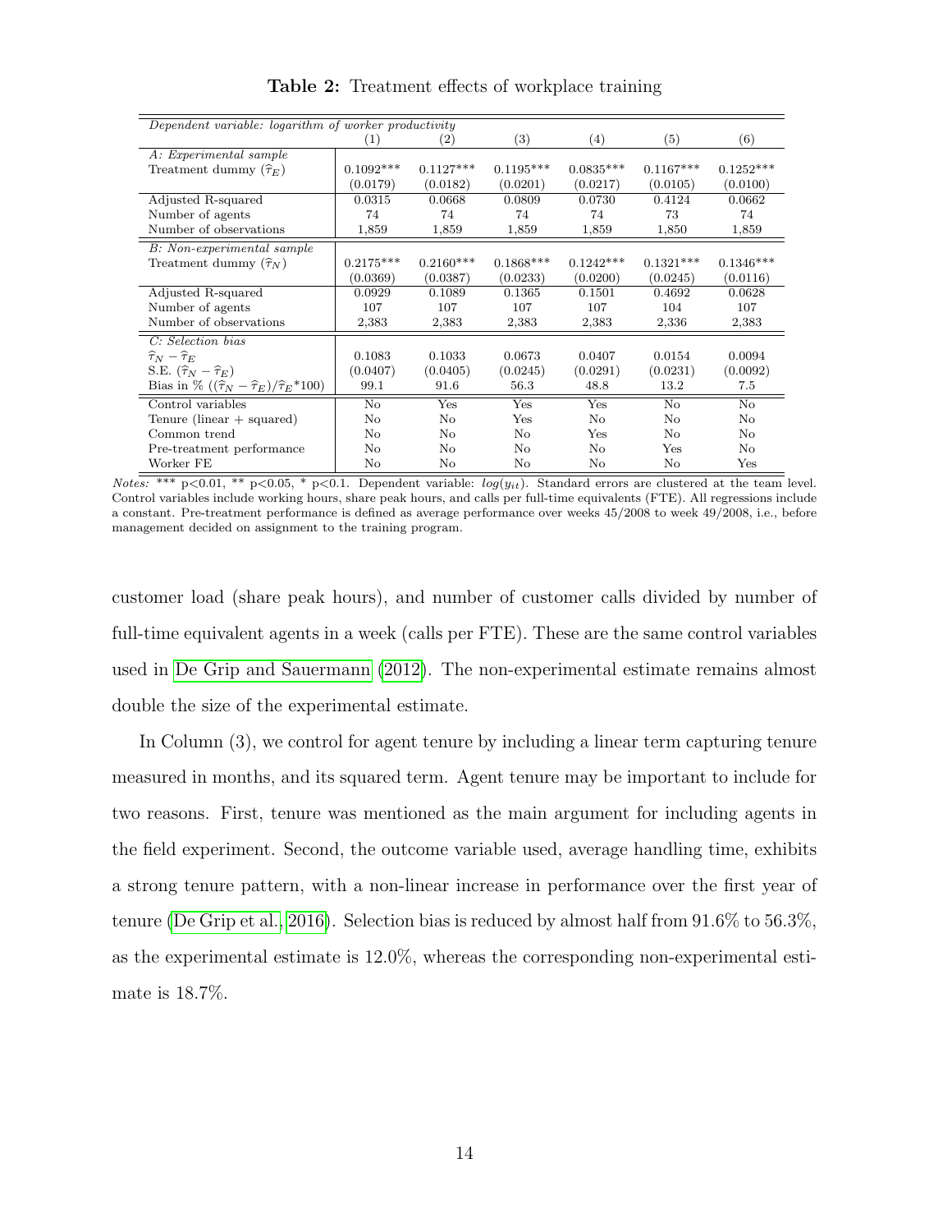**Table 2:** Treatment effects of workplace training

| *Dependent variable: logarithm of worker productivity* | (1) | (2) | (3) | (4) | (5) | (6) |
|---|---|---|---|---|---|---|
| *A: Experimental sample* | | | | | | |
| Treatment dummy ($\hat{\tau}_E$) | 0.1092*** | 0.1127*** | 0.1195*** | 0.0835*** | 0.1167*** | 0.1252*** |
| | (0.0179) | (0.0182) | (0.0201) | (0.0217) | (0.0105) | (0.0100) |
| Adjusted R-squared | 0.0315 | 0.0668 | 0.0809 | 0.0730 | 0.4124 | 0.0662 |
| Number of agents | 74 | 74 | 74 | 74 | 73 | 74 |
| Number of observations | 1,859 | 1,859 | 1,859 | 1,859 | 1,850 | 1,859 |
| *B: Non-experimental sample* | | | | | | |
| Treatment dummy ($\hat{\tau}_N$) | 0.2175*** | 0.2160*** | 0.1868*** | 0.1242*** | 0.1321*** | 0.1346*** |
| | (0.0369) | (0.0387) | (0.0233) | (0.0200) | (0.0245) | (0.0116) |
| Adjusted R-squared | 0.0929 | 0.1089 | 0.1365 | 0.1501 | 0.4692 | 0.0628 |
| Number of agents | 107 | 107 | 107 | 107 | 104 | 107 |
| Number of observations | 2,383 | 2,383 | 2,383 | 2,383 | 2,336 | 2,383 |
| *C: Selection bias* | | | | | | |
| $\hat{\tau}_N - \hat{\tau}_E$ | 0.1083 | 0.1033 | 0.0673 | 0.0407 | 0.0154 | 0.0094 |
| S.E. ($\hat{\tau}_N - \hat{\tau}_E$) | (0.0407) | (0.0405) | (0.0245) | (0.0291) | (0.0231) | (0.0092) |
| Bias in % ($(\hat{\tau}_N - \hat{\tau}_E)/\hat{\tau}_E$*100) | 99.1 | 91.6 | 56.3 | 48.8 | 13.2 | 7.5 |
| Control variables | No | Yes | Yes | Yes | No | No |
| Tenure (linear + squared) | No | No | Yes | No | No | No |
| Common trend | No | No | No | Yes | No | No |
| Pre-treatment performance | No | No | No | No | Yes | No |
| Worker FE | No | No | No | No | No | Yes |

*Notes:* *** p<0.01, ** p<0.05, * p<0.1. Dependent variable: $log(y_{it})$. Standard errors are clustered at the team level. Control variables include working hours, share peak hours, and calls per full-time equivalents (FTE). All regressions include a constant. Pre-treatment performance is defined as average performance over weeks 45/2008 to week 49/2008, i.e., before management decided on assignment to the training program.

customer load (share peak hours), and number of customer calls divided by number of full-time equivalent agents in a week (calls per FTE). These are the same control variables used in De Grip and Sauermann (2012). The non-experimental estimate remains almost double the size of the experimental estimate.

In Column (3), we control for agent tenure by including a linear term capturing tenure measured in months, and its squared term. Agent tenure may be important to include for two reasons. First, tenure was mentioned as the main argument for including agents in the field experiment. Second, the outcome variable used, average handling time, exhibits a strong tenure pattern, with a non-linear increase in performance over the first year of tenure (De Grip et al., 2016). Selection bias is reduced by almost half from 91.6% to 56.3%, as the experimental estimate is 12.0%, whereas the corresponding non-experimental estimate is 18.7%.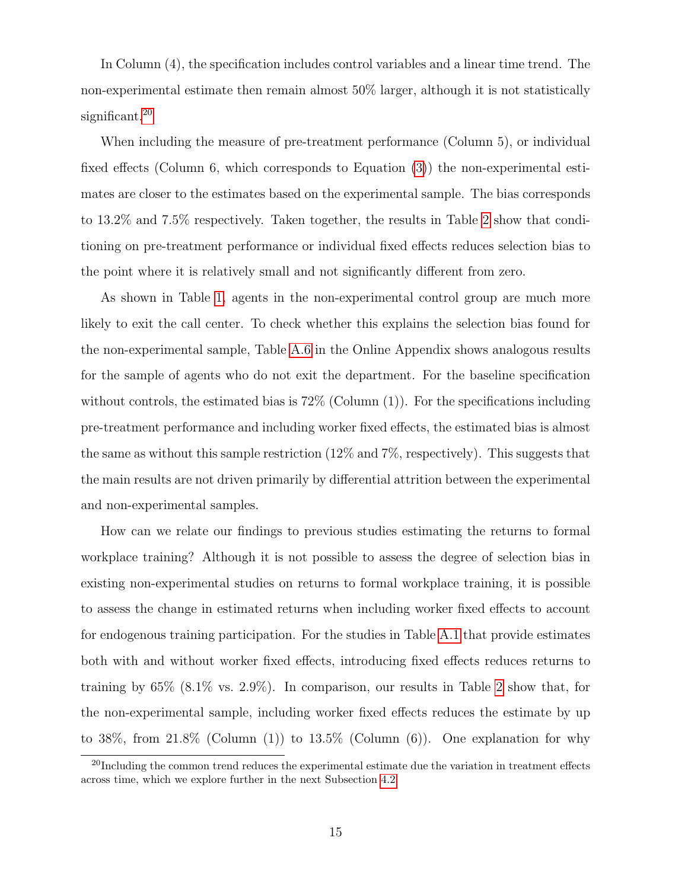In Column (4), the specification includes control variables and a linear time trend. The non-experimental estimate then remain almost 50% larger, although it is not statistically significant.[20]

When including the measure of pre-treatment performance (Column 5), or individual fixed effects (Column 6, which corresponds to Equation (3)) the non-experimental estimates are closer to the estimates based on the experimental sample. The bias corresponds to 13.2% and 7.5% respectively. Taken together, the results in Table 2 show that conditioning on pre-treatment performance or individual fixed effects reduces selection bias to the point where it is relatively small and not significantly different from zero.

As shown in Table 1, agents in the non-experimental control group are much more likely to exit the call center. To check whether this explains the selection bias found for the non-experimental sample, Table A.6 in the Online Appendix shows analogous results for the sample of agents who do not exit the department. For the baseline specification without controls, the estimated bias is 72% (Column (1)). For the specifications including pre-treatment performance and including worker fixed effects, the estimated bias is almost the same as without this sample restriction (12% and 7%, respectively). This suggests that the main results are not driven primarily by differential attrition between the experimental and non-experimental samples.

How can we relate our findings to previous studies estimating the returns to formal workplace training? Although it is not possible to assess the degree of selection bias in existing non-experimental studies on returns to formal workplace training, it is possible to assess the change in estimated returns when including worker fixed effects to account for endogenous training participation. For the studies in Table A.1 that provide estimates both with and without worker fixed effects, introducing fixed effects reduces returns to training by 65% (8.1% vs. 2.9%). In comparison, our results in Table 2 show that, for the non-experimental sample, including worker fixed effects reduces the estimate by up to 38%, from 21.8% (Column (1)) to 13.5% (Column (6)). One explanation for why

[20] Including the common trend reduces the experimental estimate due the variation in treatment effects across time, which we explore further in the next Subsection 4.2.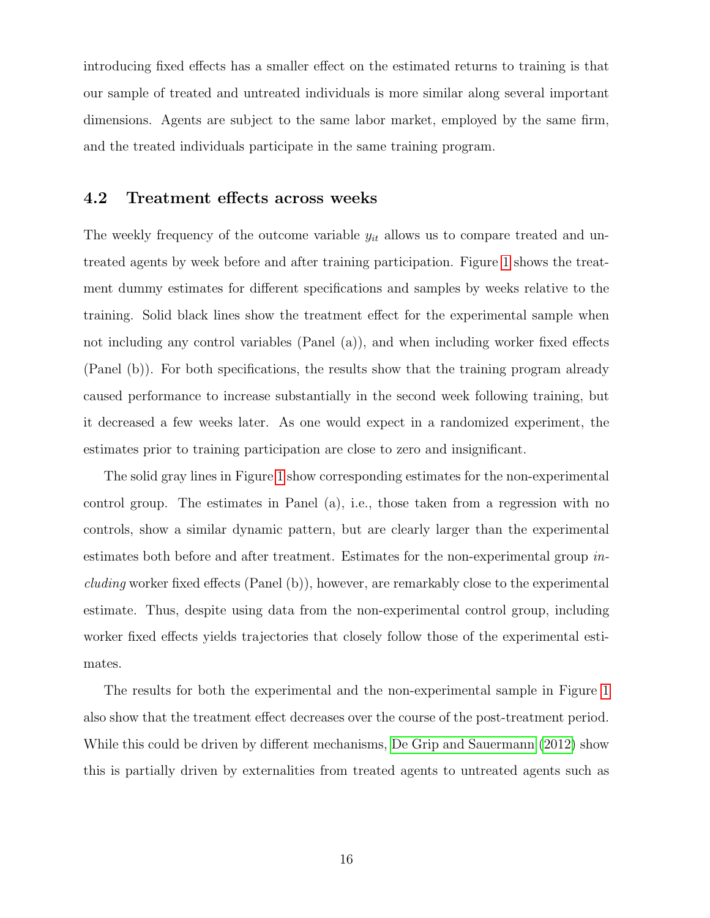introducing fixed effects has a smaller effect on the estimated returns to training is that our sample of treated and untreated individuals is more similar along several important dimensions. Agents are subject to the same labor market, employed by the same firm, and the treated individuals participate in the same training program.

### 4.2 Treatment effects across weeks

The weekly frequency of the outcome variable $y_{it}$ allows us to compare treated and untreated agents by week before and after training participation. Figure 1 shows the treatment dummy estimates for different specifications and samples by weeks relative to the training. Solid black lines show the treatment effect for the experimental sample when not including any control variables (Panel (a)), and when including worker fixed effects (Panel (b)). For both specifications, the results show that the training program already caused performance to increase substantially in the second week following training, but it decreased a few weeks later. As one would expect in a randomized experiment, the estimates prior to training participation are close to zero and insignificant.

The solid gray lines in Figure 1 show corresponding estimates for the non-experimental control group. The estimates in Panel (a), i.e., those taken from a regression with no controls, show a similar dynamic pattern, but are clearly larger than the experimental estimates both before and after treatment. Estimates for the non-experimental group *including* worker fixed effects (Panel (b)), however, are remarkably close to the experimental estimate. Thus, despite using data from the non-experimental control group, including worker fixed effects yields trajectories that closely follow those of the experimental estimates.

The results for both the experimental and the non-experimental sample in Figure 1 also show that the treatment effect decreases over the course of the post-treatment period. While this could be driven by different mechanisms, De Grip and Sauermann (2012) show this is partially driven by externalities from treated agents to untreated agents such as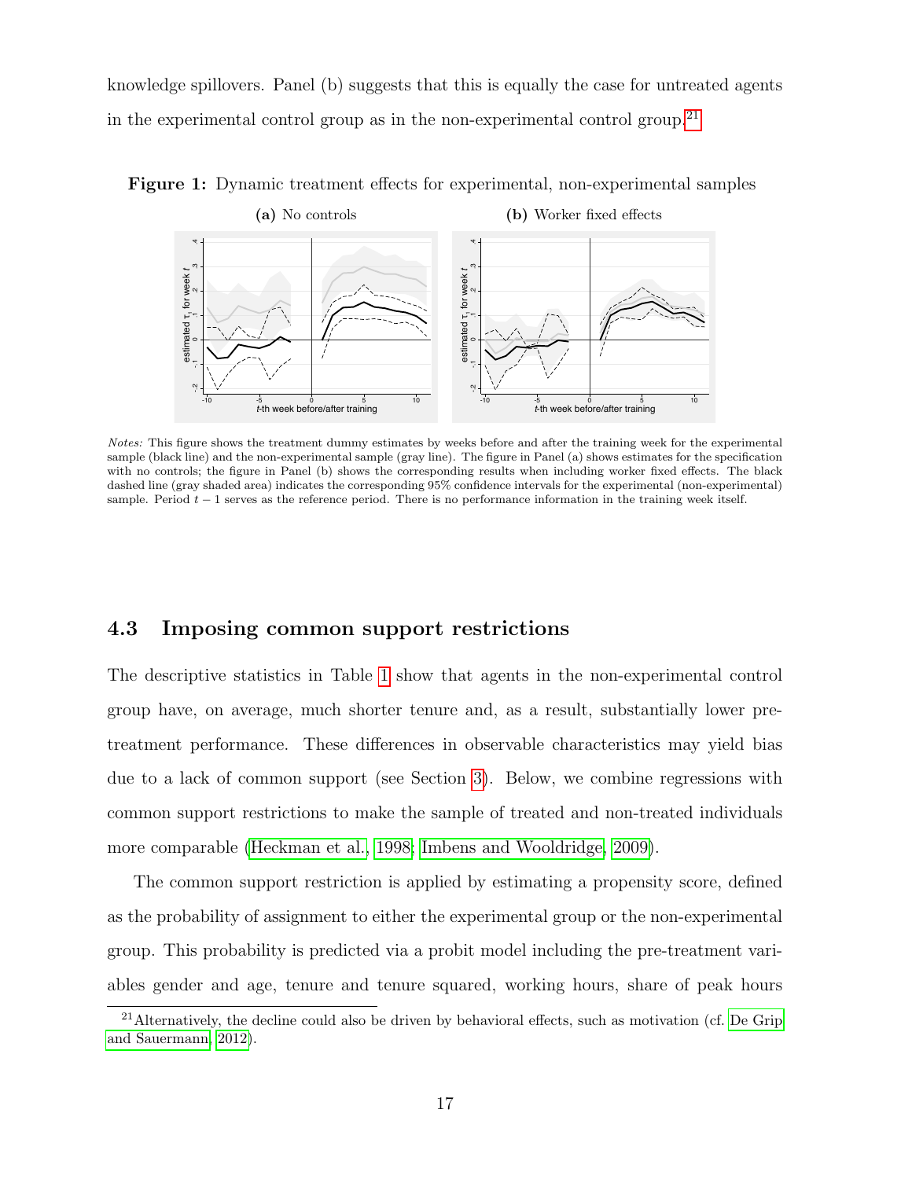knowledge spillovers. Panel (b) suggests that this is equally the case for untreated agents in the experimental control group as in the non-experimental control group.[21]

**Figure 1:** Dynamic treatment effects for experimental, non-experimental samples

**(a)** No controls **(b)** Worker fixed effects

*Notes:* This figure shows the treatment dummy estimates by weeks before and after the training week for the experimental sample (black line) and the non-experimental sample (gray line). The figure in Panel (a) shows estimates for the specification with no controls; the figure in Panel (b) shows the corresponding results when including worker fixed effects. The black dashed line (gray shaded area) indicates the corresponding 95% confidence intervals for the experimental (non-experimental) sample. Period $t-1$ serves as the reference period. There is no performance information in the training week itself.

## 4.3 Imposing common support restrictions

The descriptive statistics in Table 1 show that agents in the non-experimental control group have, on average, much shorter tenure and, as a result, substantially lower pre-treatment performance. These differences in observable characteristics may yield bias due to a lack of common support (see Section 3). Below, we combine regressions with common support restrictions to make the sample of treated and non-treated individuals more comparable (Heckman et al., 1998; Imbens and Wooldridge, 2009).

The common support restriction is applied by estimating a propensity score, defined as the probability of assignment to either the experimental group or the non-experimental group. This probability is predicted via a probit model including the pre-treatment variables gender and age, tenure and tenure squared, working hours, share of peak hours

[21] Alternatively, the decline could also be driven by behavioral effects, such as motivation (cf. De Grip and Sauermann, 2012).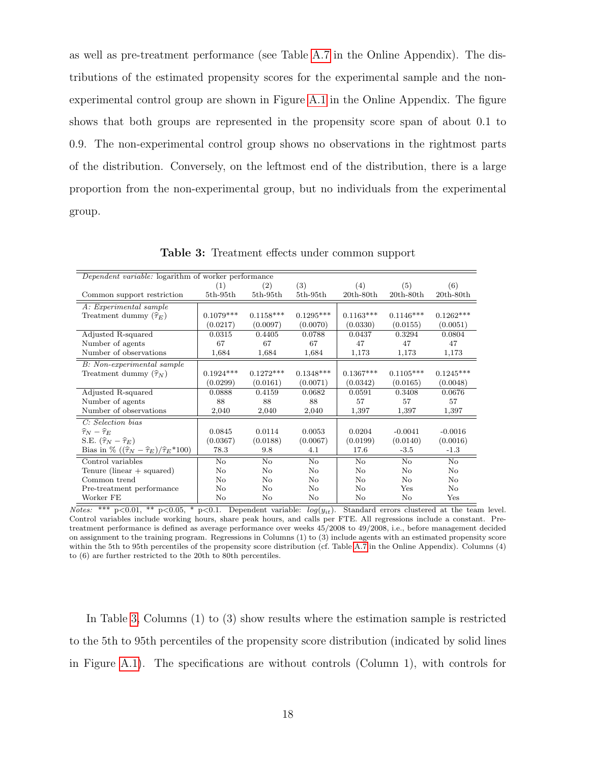as well as pre-treatment performance (see Table A.7 in the Online Appendix). The distributions of the estimated propensity scores for the experimental sample and the non-experimental control group are shown in Figure A.1 in the Online Appendix. The figure shows that both groups are represented in the propensity score span of about 0.1 to 0.9. The non-experimental control group shows no observations in the rightmost parts of the distribution. Conversely, on the leftmost end of the distribution, there is a large proportion from the non-experimental group, but no individuals from the experimental group.

**Table 3:** Treatment effects under common support

| *Dependent variable:* logarithm of worker performance | (1) | (2) | (3) | (4) | (5) | (6) |
|---|---|---|---|---|---|---|
| Common support restriction | 5th-95th | 5th-95th | 5th-95th | 20th-80th | 20th-80th | 20th-80th |
| *A: Experimental sample* | | | | | | |
| Treatment dummy ($\widehat{\tau}_E$) | 0.1079*** | 0.1158*** | 0.1295*** | 0.1163*** | 0.1146*** | 0.1262*** |
| | (0.0217) | (0.0097) | (0.0070) | (0.0330) | (0.0155) | (0.0051) |
| Adjusted R-squared | 0.0315 | 0.4405 | 0.0788 | 0.0437 | 0.3294 | 0.0804 |
| Number of agents | 67 | 67 | 67 | 47 | 47 | 47 |
| Number of observations | 1,684 | 1,684 | 1,684 | 1,173 | 1,173 | 1,173 |
| *B: Non-experimental sample* | | | | | | |
| Treatment dummy ($\widehat{\tau}_N$) | 0.1924*** | 0.1272*** | 0.1348*** | 0.1367*** | 0.1105*** | 0.1245*** |
| | (0.0299) | (0.0161) | (0.0071) | (0.0342) | (0.0165) | (0.0048) |
| Adjusted R-squared | 0.0888 | 0.4159 | 0.0682 | 0.0591 | 0.3408 | 0.0676 |
| Number of agents | 88 | 88 | 88 | 57 | 57 | 57 |
| Number of observations | 2,040 | 2,040 | 2,040 | 1,397 | 1,397 | 1,397 |
| *C: Selection bias* | | | | | | |
| $\widehat{\tau}_N - \widehat{\tau}_E$ | 0.0845 | 0.0114 | 0.0053 | 0.0204 | -0.0041 | -0.0016 |
| S.E. ($\widehat{\tau}_N - \widehat{\tau}_E$) | (0.0367) | (0.0188) | (0.0067) | (0.0199) | (0.0140) | (0.0016) |
| Bias in % (($\widehat{\tau}_N - \widehat{\tau}_E$)/$\widehat{\tau}_E$*100) | 78.3 | 9.8 | 4.1 | 17.6 | -3.5 | -1.3 |
| Control variables | No | No | No | No | No | No |
| Tenure (linear + squared) | No | No | No | No | No | No |
| Common trend | No | No | No | No | No | No |
| Pre-treatment performance | No | No | No | No | Yes | No |
| Worker FE | No | No | No | No | No | Yes |

*Notes:* *** p<0.01, ** p<0.05, * p<0.1. Dependent variable: $log(y_{it})$. Standard errors clustered at the team level. Control variables include working hours, share peak hours, and calls per FTE. All regressions include a constant. Pre-treatment performance is defined as average performance over weeks 45/2008 to 49/2008, i.e., before management decided on assignment to the training program. Regressions in Columns (1) to (3) include agents with an estimated propensity score within the 5th to 95th percentiles of the propensity score distribution (cf. Table A.7 in the Online Appendix). Columns (4) to (6) are further restricted to the 20th to 80th percentiles.

In Table 3, Columns (1) to (3) show results where the estimation sample is restricted to the 5th to 95th percentiles of the propensity score distribution (indicated by solid lines in Figure A.1). The specifications are without controls (Column 1), with controls for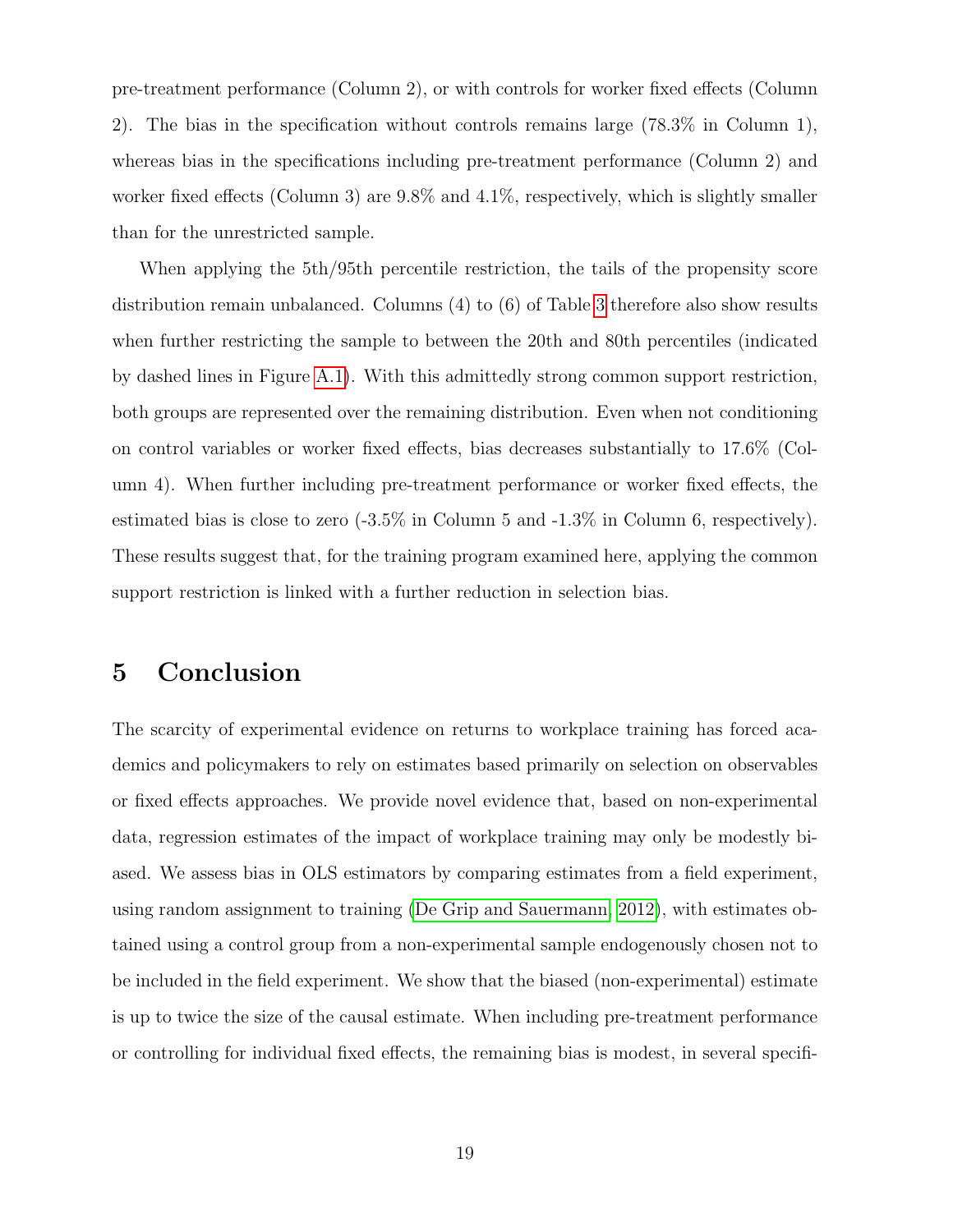pre-treatment performance (Column 2), or with controls for worker fixed effects (Column 2). The bias in the specification without controls remains large (78.3% in Column 1), whereas bias in the specifications including pre-treatment performance (Column 2) and worker fixed effects (Column 3) are 9.8% and 4.1%, respectively, which is slightly smaller than for the unrestricted sample.

When applying the 5th/95th percentile restriction, the tails of the propensity score distribution remain unbalanced. Columns (4) to (6) of Table 3 therefore also show results when further restricting the sample to between the 20th and 80th percentiles (indicated by dashed lines in Figure A.1). With this admittedly strong common support restriction, both groups are represented over the remaining distribution. Even when not conditioning on control variables or worker fixed effects, bias decreases substantially to 17.6% (Column 4). When further including pre-treatment performance or worker fixed effects, the estimated bias is close to zero (-3.5% in Column 5 and -1.3% in Column 6, respectively). These results suggest that, for the training program examined here, applying the common support restriction is linked with a further reduction in selection bias.

# 5 Conclusion

The scarcity of experimental evidence on returns to workplace training has forced academics and policymakers to rely on estimates based primarily on selection on observables or fixed effects approaches. We provide novel evidence that, based on non-experimental data, regression estimates of the impact of workplace training may only be modestly biased. We assess bias in OLS estimators by comparing estimates from a field experiment, using random assignment to training (De Grip and Sauermann, 2012), with estimates obtained using a control group from a non-experimental sample endogenously chosen not to be included in the field experiment. We show that the biased (non-experimental) estimate is up to twice the size of the causal estimate. When including pre-treatment performance or controlling for individual fixed effects, the remaining bias is modest, in several specifi-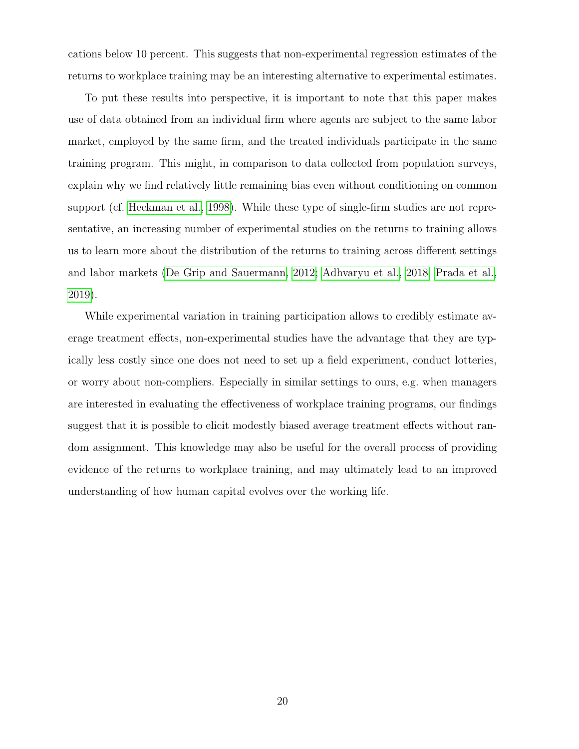cations below 10 percent. This suggests that non-experimental regression estimates of the returns to workplace training may be an interesting alternative to experimental estimates.

To put these results into perspective, it is important to note that this paper makes use of data obtained from an individual firm where agents are subject to the same labor market, employed by the same firm, and the treated individuals participate in the same training program. This might, in comparison to data collected from population surveys, explain why we find relatively little remaining bias even without conditioning on common support (cf. Heckman et al., 1998). While these type of single-firm studies are not representative, an increasing number of experimental studies on the returns to training allows us to learn more about the distribution of the returns to training across different settings and labor markets (De Grip and Sauermann, 2012; Adhvaryu et al., 2018; Prada et al., 2019).

While experimental variation in training participation allows to credibly estimate average treatment effects, non-experimental studies have the advantage that they are typically less costly since one does not need to set up a field experiment, conduct lotteries, or worry about non-compliers. Especially in similar settings to ours, e.g. when managers are interested in evaluating the effectiveness of workplace training programs, our findings suggest that it is possible to elicit modestly biased average treatment effects without random assignment. This knowledge may also be useful for the overall process of providing evidence of the returns to workplace training, and may ultimately lead to an improved understanding of how human capital evolves over the working life.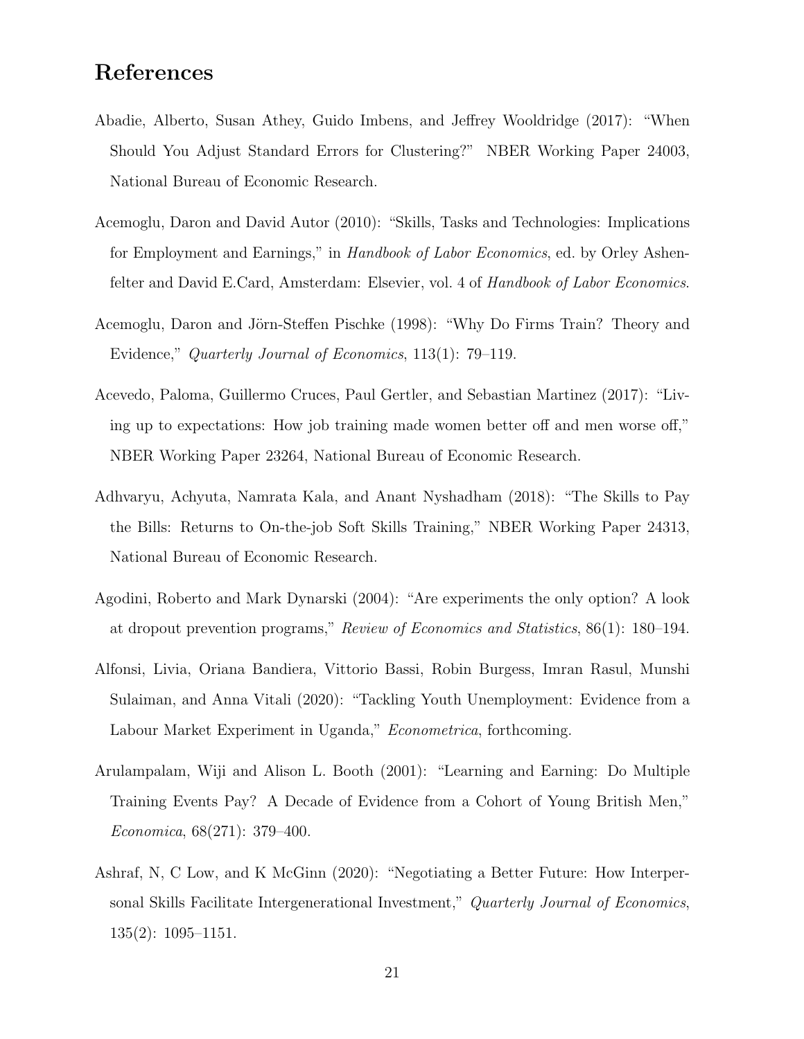# References

Abadie, Alberto, Susan Athey, Guido Imbens, and Jeffrey Wooldridge (2017): "When Should You Adjust Standard Errors for Clustering?" NBER Working Paper 24003, National Bureau of Economic Research.

Acemoglu, Daron and David Autor (2010): "Skills, Tasks and Technologies: Implications for Employment and Earnings," in *Handbook of Labor Economics*, ed. by Orley Ashenfelter and David E.Card, Amsterdam: Elsevier, vol. 4 of *Handbook of Labor Economics*.

Acemoglu, Daron and Jörn-Steffen Pischke (1998): "Why Do Firms Train? Theory and Evidence," *Quarterly Journal of Economics*, 113(1): 79–119.

Acevedo, Paloma, Guillermo Cruces, Paul Gertler, and Sebastian Martinez (2017): "Living up to expectations: How job training made women better off and men worse off," NBER Working Paper 23264, National Bureau of Economic Research.

Adhvaryu, Achyuta, Namrata Kala, and Anant Nyshadham (2018): "The Skills to Pay the Bills: Returns to On-the-job Soft Skills Training," NBER Working Paper 24313, National Bureau of Economic Research.

Agodini, Roberto and Mark Dynarski (2004): "Are experiments the only option? A look at dropout prevention programs," *Review of Economics and Statistics*, 86(1): 180–194.

Alfonsi, Livia, Oriana Bandiera, Vittorio Bassi, Robin Burgess, Imran Rasul, Munshi Sulaiman, and Anna Vitali (2020): "Tackling Youth Unemployment: Evidence from a Labour Market Experiment in Uganda," *Econometrica*, forthcoming.

Arulampalam, Wiji and Alison L. Booth (2001): "Learning and Earning: Do Multiple Training Events Pay? A Decade of Evidence from a Cohort of Young British Men," *Economica*, 68(271): 379–400.

Ashraf, N, C Low, and K McGinn (2020): "Negotiating a Better Future: How Interpersonal Skills Facilitate Intergenerational Investment," *Quarterly Journal of Economics*, 135(2): 1095–1151.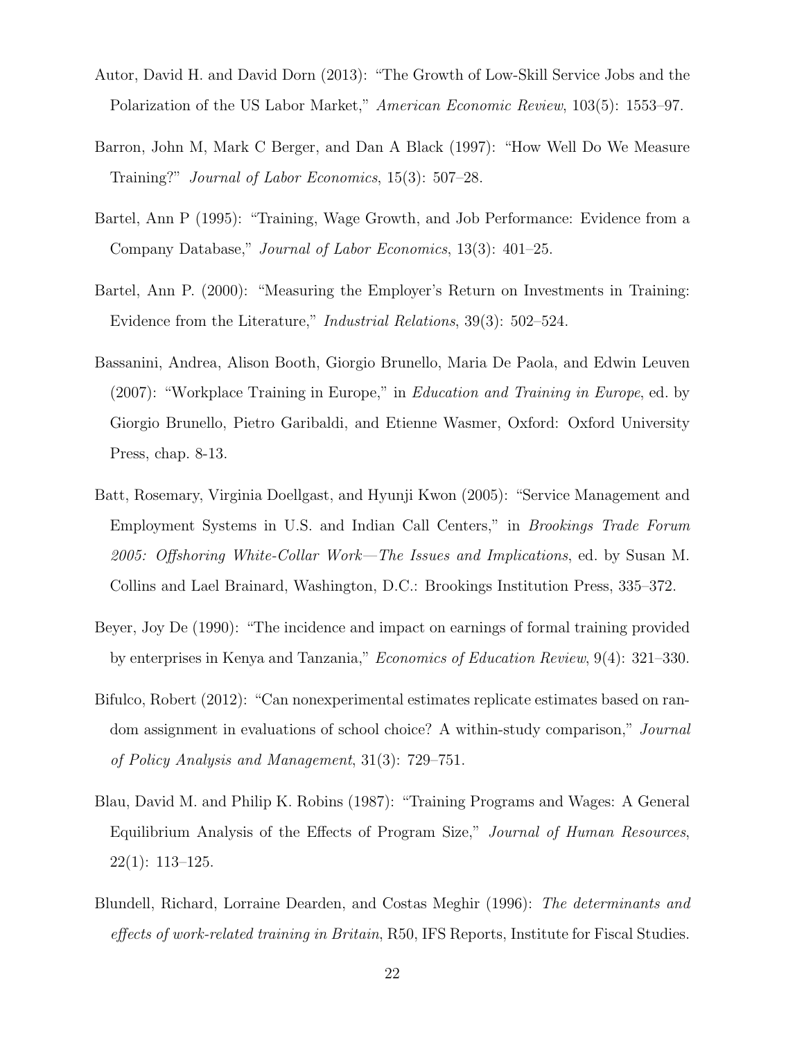Autor, David H. and David Dorn (2013): "The Growth of Low-Skill Service Jobs and the Polarization of the US Labor Market," *American Economic Review*, 103(5): 1553–97.

Barron, John M, Mark C Berger, and Dan A Black (1997): "How Well Do We Measure Training?" *Journal of Labor Economics*, 15(3): 507–28.

Bartel, Ann P (1995): "Training, Wage Growth, and Job Performance: Evidence from a Company Database," *Journal of Labor Economics*, 13(3): 401–25.

Bartel, Ann P. (2000): "Measuring the Employer's Return on Investments in Training: Evidence from the Literature," *Industrial Relations*, 39(3): 502–524.

Bassanini, Andrea, Alison Booth, Giorgio Brunello, Maria De Paola, and Edwin Leuven (2007): "Workplace Training in Europe," in *Education and Training in Europe*, ed. by Giorgio Brunello, Pietro Garibaldi, and Etienne Wasmer, Oxford: Oxford University Press, chap. 8-13.

Batt, Rosemary, Virginia Doellgast, and Hyunji Kwon (2005): "Service Management and Employment Systems in U.S. and Indian Call Centers," in *Brookings Trade Forum 2005: Offshoring White-Collar Work—The Issues and Implications*, ed. by Susan M. Collins and Lael Brainard, Washington, D.C.: Brookings Institution Press, 335–372.

Beyer, Joy De (1990): "The incidence and impact on earnings of formal training provided by enterprises in Kenya and Tanzania," *Economics of Education Review*, 9(4): 321–330.

Bifulco, Robert (2012): "Can nonexperimental estimates replicate estimates based on random assignment in evaluations of school choice? A within-study comparison," *Journal of Policy Analysis and Management*, 31(3): 729–751.

Blau, David M. and Philip K. Robins (1987): "Training Programs and Wages: A General Equilibrium Analysis of the Effects of Program Size," *Journal of Human Resources*, 22(1): 113–125.

Blundell, Richard, Lorraine Dearden, and Costas Meghir (1996): *The determinants and effects of work-related training in Britain*, R50, IFS Reports, Institute for Fiscal Studies.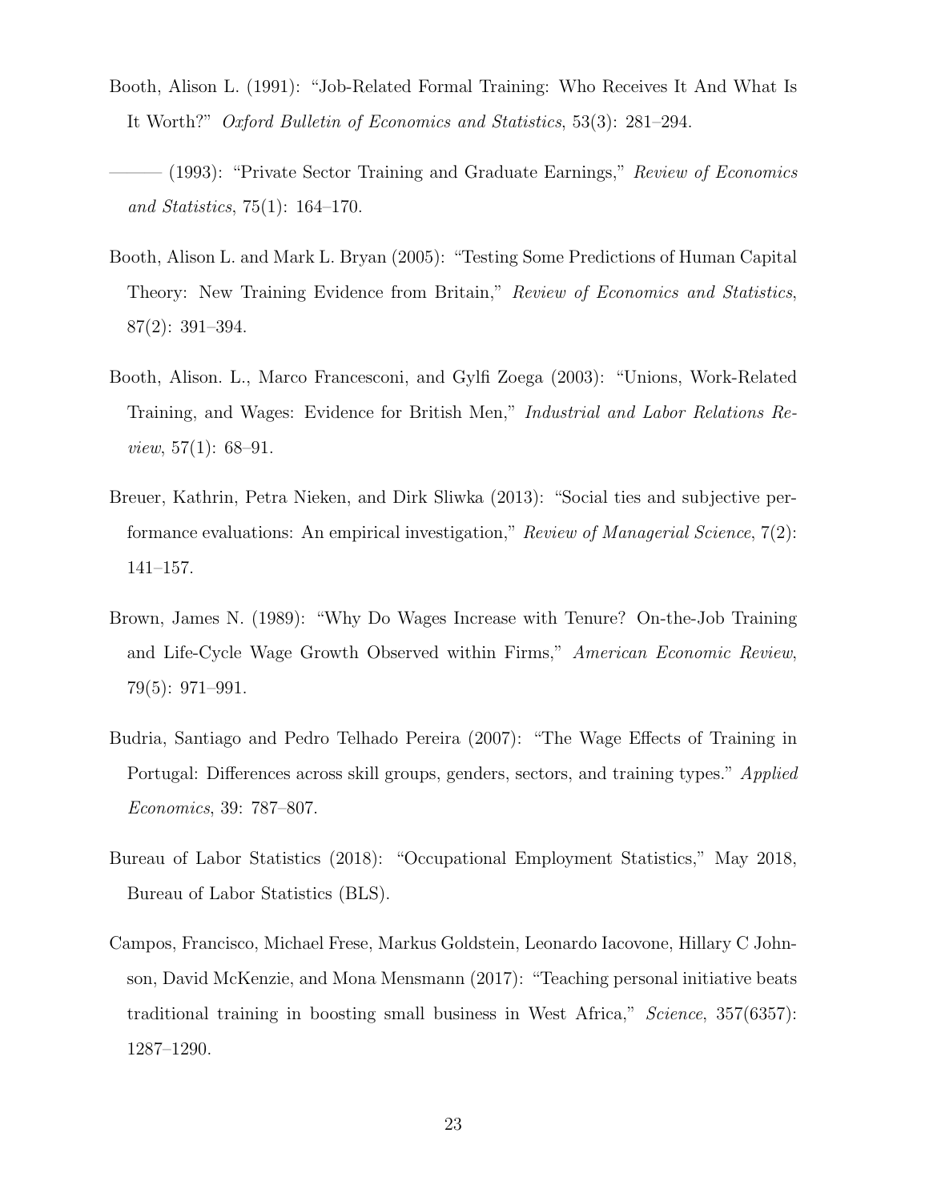Booth, Alison L. (1991): "Job-Related Formal Training: Who Receives It And What Is It Worth?" *Oxford Bulletin of Economics and Statistics*, 53(3): 281–294.

——— (1993): "Private Sector Training and Graduate Earnings," *Review of Economics and Statistics*, 75(1): 164–170.

Booth, Alison L. and Mark L. Bryan (2005): "Testing Some Predictions of Human Capital Theory: New Training Evidence from Britain," *Review of Economics and Statistics*, 87(2): 391–394.

Booth, Alison. L., Marco Francesconi, and Gylfi Zoega (2003): "Unions, Work-Related Training, and Wages: Evidence for British Men," *Industrial and Labor Relations Review*, 57(1): 68–91.

Breuer, Kathrin, Petra Nieken, and Dirk Sliwka (2013): "Social ties and subjective performance evaluations: An empirical investigation," *Review of Managerial Science*, 7(2): 141–157.

Brown, James N. (1989): "Why Do Wages Increase with Tenure? On-the-Job Training and Life-Cycle Wage Growth Observed within Firms," *American Economic Review*, 79(5): 971–991.

Budria, Santiago and Pedro Telhado Pereira (2007): "The Wage Effects of Training in Portugal: Differences across skill groups, genders, sectors, and training types." *Applied Economics*, 39: 787–807.

Bureau of Labor Statistics (2018): "Occupational Employment Statistics," May 2018, Bureau of Labor Statistics (BLS).

Campos, Francisco, Michael Frese, Markus Goldstein, Leonardo Iacovone, Hillary C Johnson, David McKenzie, and Mona Mensmann (2017): "Teaching personal initiative beats traditional training in boosting small business in West Africa," *Science*, 357(6357): 1287–1290.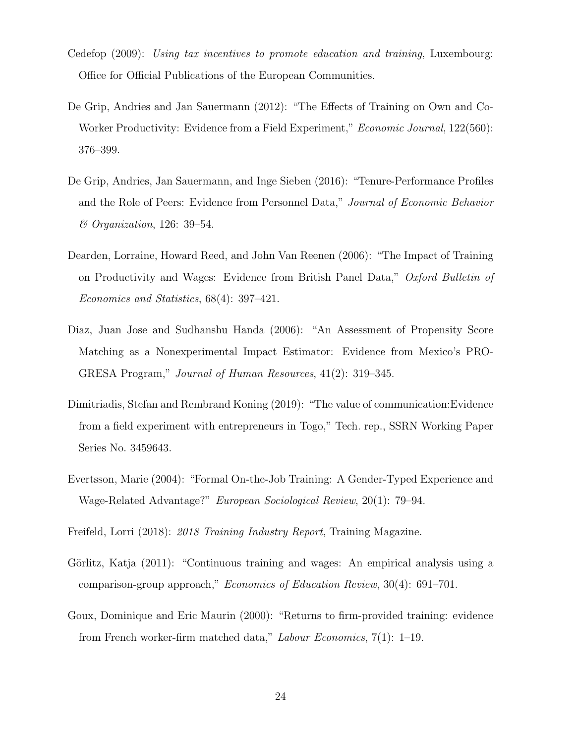Cedefop (2009): *Using tax incentives to promote education and training*, Luxembourg: Office for Official Publications of the European Communities.

De Grip, Andries and Jan Sauermann (2012): "The Effects of Training on Own and Co-Worker Productivity: Evidence from a Field Experiment," *Economic Journal*, 122(560): 376–399.

De Grip, Andries, Jan Sauermann, and Inge Sieben (2016): "Tenure-Performance Profiles and the Role of Peers: Evidence from Personnel Data," *Journal of Economic Behavior & Organization*, 126: 39–54.

Dearden, Lorraine, Howard Reed, and John Van Reenen (2006): "The Impact of Training on Productivity and Wages: Evidence from British Panel Data," *Oxford Bulletin of Economics and Statistics*, 68(4): 397–421.

Diaz, Juan Jose and Sudhanshu Handa (2006): "An Assessment of Propensity Score Matching as a Nonexperimental Impact Estimator: Evidence from Mexico's PROGRESA Program," *Journal of Human Resources*, 41(2): 319–345.

Dimitriadis, Stefan and Rembrand Koning (2019): "The value of communication:Evidence from a field experiment with entrepreneurs in Togo," Tech. rep., SSRN Working Paper Series No. 3459643.

Evertsson, Marie (2004): "Formal On-the-Job Training: A Gender-Typed Experience and Wage-Related Advantage?" *European Sociological Review*, 20(1): 79–94.

Freifeld, Lorri (2018): *2018 Training Industry Report*, Training Magazine.

Görlitz, Katja (2011): "Continuous training and wages: An empirical analysis using a comparison-group approach," *Economics of Education Review*, 30(4): 691–701.

Goux, Dominique and Eric Maurin (2000): "Returns to firm-provided training: evidence from French worker-firm matched data," *Labour Economics*, 7(1): 1–19.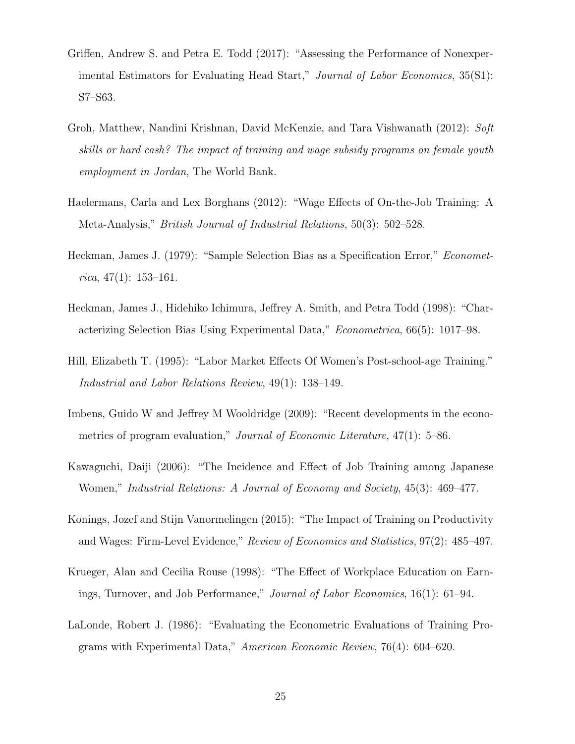Griffen, Andrew S. and Petra E. Todd (2017): "Assessing the Performance of Nonexperimental Estimators for Evaluating Head Start," *Journal of Labor Economics*, 35(S1): S7–S63.

Groh, Matthew, Nandini Krishnan, David McKenzie, and Tara Vishwanath (2012): *Soft skills or hard cash? The impact of training and wage subsidy programs on female youth employment in Jordan*, The World Bank.

Haelermans, Carla and Lex Borghans (2012): "Wage Effects of On-the-Job Training: A Meta-Analysis," *British Journal of Industrial Relations*, 50(3): 502–528.

Heckman, James J. (1979): "Sample Selection Bias as a Specification Error," *Econometrica*, 47(1): 153–161.

Heckman, James J., Hidehiko Ichimura, Jeffrey A. Smith, and Petra Todd (1998): "Characterizing Selection Bias Using Experimental Data," *Econometrica*, 66(5): 1017–98.

Hill, Elizabeth T. (1995): "Labor Market Effects Of Women's Post-school-age Training." *Industrial and Labor Relations Review*, 49(1): 138–149.

Imbens, Guido W and Jeffrey M Wooldridge (2009): "Recent developments in the econometrics of program evaluation," *Journal of Economic Literature*, 47(1): 5–86.

Kawaguchi, Daiji (2006): "The Incidence and Effect of Job Training among Japanese Women," *Industrial Relations: A Journal of Economy and Society*, 45(3): 469–477.

Konings, Jozef and Stijn Vanormelingen (2015): "The Impact of Training on Productivity and Wages: Firm-Level Evidence," *Review of Economics and Statistics*, 97(2): 485–497.

Krueger, Alan and Cecilia Rouse (1998): "The Effect of Workplace Education on Earnings, Turnover, and Job Performance," *Journal of Labor Economics*, 16(1): 61–94.

LaLonde, Robert J. (1986): "Evaluating the Econometric Evaluations of Training Programs with Experimental Data," *American Economic Review*, 76(4): 604–620.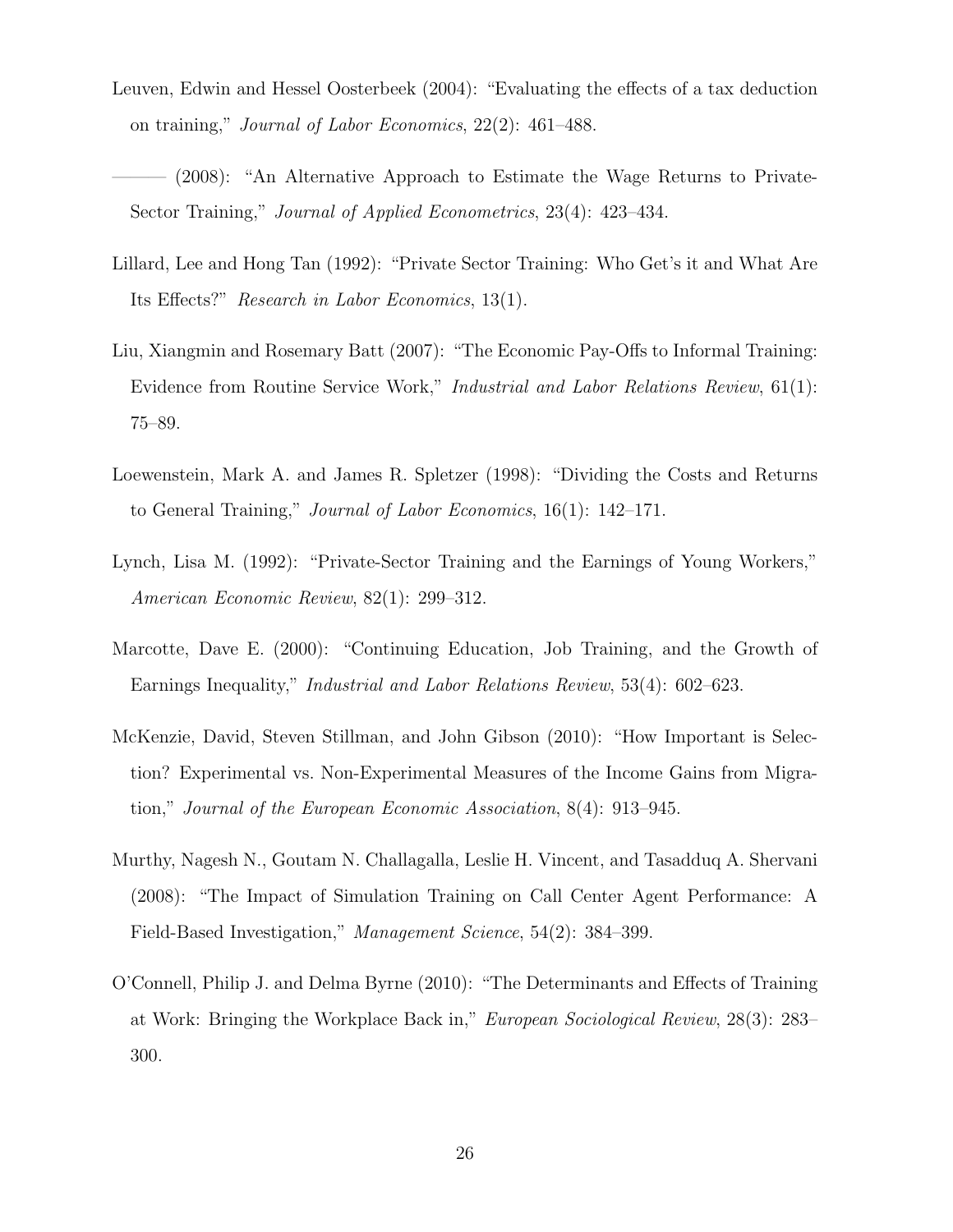Leuven, Edwin and Hessel Oosterbeek (2004): "Evaluating the effects of a tax deduction on training," *Journal of Labor Economics*, 22(2): 461–488.

——— (2008): "An Alternative Approach to Estimate the Wage Returns to Private-Sector Training," *Journal of Applied Econometrics*, 23(4): 423–434.

Lillard, Lee and Hong Tan (1992): "Private Sector Training: Who Get's it and What Are Its Effects?" *Research in Labor Economics*, 13(1).

Liu, Xiangmin and Rosemary Batt (2007): "The Economic Pay-Offs to Informal Training: Evidence from Routine Service Work," *Industrial and Labor Relations Review*, 61(1): 75–89.

Loewenstein, Mark A. and James R. Spletzer (1998): "Dividing the Costs and Returns to General Training," *Journal of Labor Economics*, 16(1): 142–171.

Lynch, Lisa M. (1992): "Private-Sector Training and the Earnings of Young Workers," *American Economic Review*, 82(1): 299–312.

Marcotte, Dave E. (2000): "Continuing Education, Job Training, and the Growth of Earnings Inequality," *Industrial and Labor Relations Review*, 53(4): 602–623.

McKenzie, David, Steven Stillman, and John Gibson (2010): "How Important is Selection? Experimental vs. Non-Experimental Measures of the Income Gains from Migration," *Journal of the European Economic Association*, 8(4): 913–945.

Murthy, Nagesh N., Goutam N. Challagalla, Leslie H. Vincent, and Tasadduq A. Shervani (2008): "The Impact of Simulation Training on Call Center Agent Performance: A Field-Based Investigation," *Management Science*, 54(2): 384–399.

O'Connell, Philip J. and Delma Byrne (2010): "The Determinants and Effects of Training at Work: Bringing the Workplace Back in," *European Sociological Review*, 28(3): 283–300.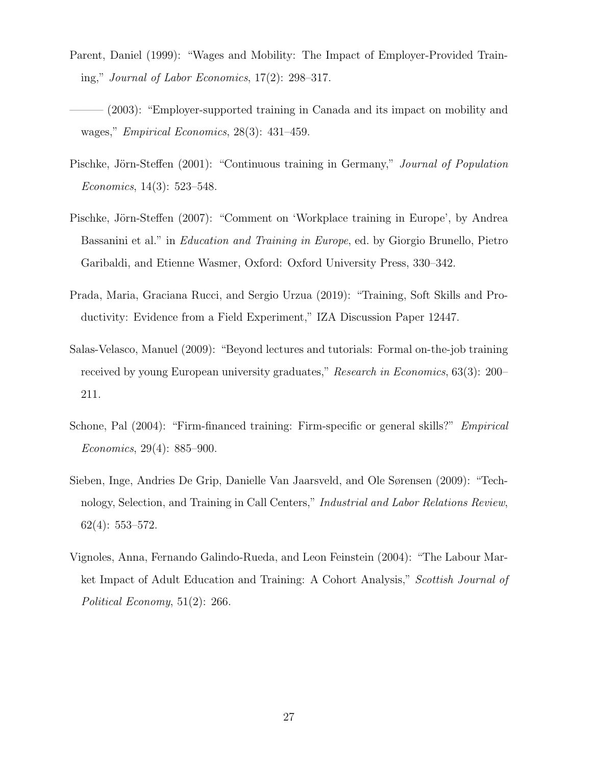Parent, Daniel (1999): "Wages and Mobility: The Impact of Employer-Provided Training," *Journal of Labor Economics*, 17(2): 298–317.

——— (2003): "Employer-supported training in Canada and its impact on mobility and wages," *Empirical Economics*, 28(3): 431–459.

Pischke, Jörn-Steffen (2001): "Continuous training in Germany," *Journal of Population Economics*, 14(3): 523–548.

Pischke, Jörn-Steffen (2007): "Comment on 'Workplace training in Europe', by Andrea Bassanini et al." in *Education and Training in Europe*, ed. by Giorgio Brunello, Pietro Garibaldi, and Etienne Wasmer, Oxford: Oxford University Press, 330–342.

Prada, Maria, Graciana Rucci, and Sergio Urzua (2019): "Training, Soft Skills and Productivity: Evidence from a Field Experiment," IZA Discussion Paper 12447.

Salas-Velasco, Manuel (2009): "Beyond lectures and tutorials: Formal on-the-job training received by young European university graduates," *Research in Economics*, 63(3): 200–211.

Schone, Pal (2004): "Firm-financed training: Firm-specific or general skills?" *Empirical Economics*, 29(4): 885–900.

Sieben, Inge, Andries De Grip, Danielle Van Jaarsveld, and Ole Sørensen (2009): "Technology, Selection, and Training in Call Centers," *Industrial and Labor Relations Review*, 62(4): 553–572.

Vignoles, Anna, Fernando Galindo-Rueda, and Leon Feinstein (2004): "The Labour Market Impact of Adult Education and Training: A Cohort Analysis," *Scottish Journal of Political Economy*, 51(2): 266.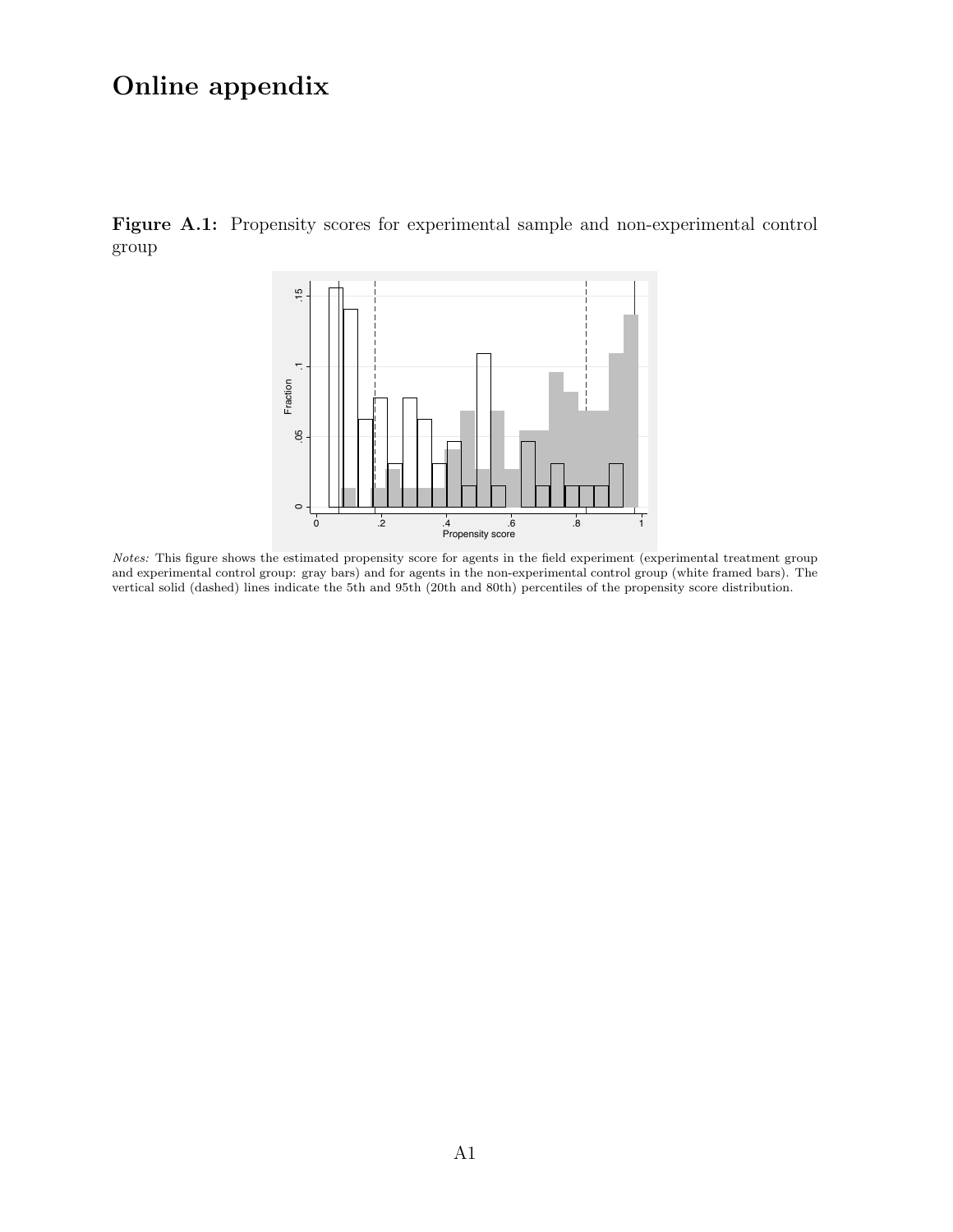# Online appendix

**Figure A.1:** Propensity scores for experimental sample and non-experimental control group

*Notes:* This figure shows the estimated propensity score for agents in the field experiment (experimental treatment group and experimental control group: gray bars) and for agents in the non-experimental control group (white framed bars). The vertical solid (dashed) lines indicate the 5th and 95th (20th and 80th) percentiles of the propensity score distribution.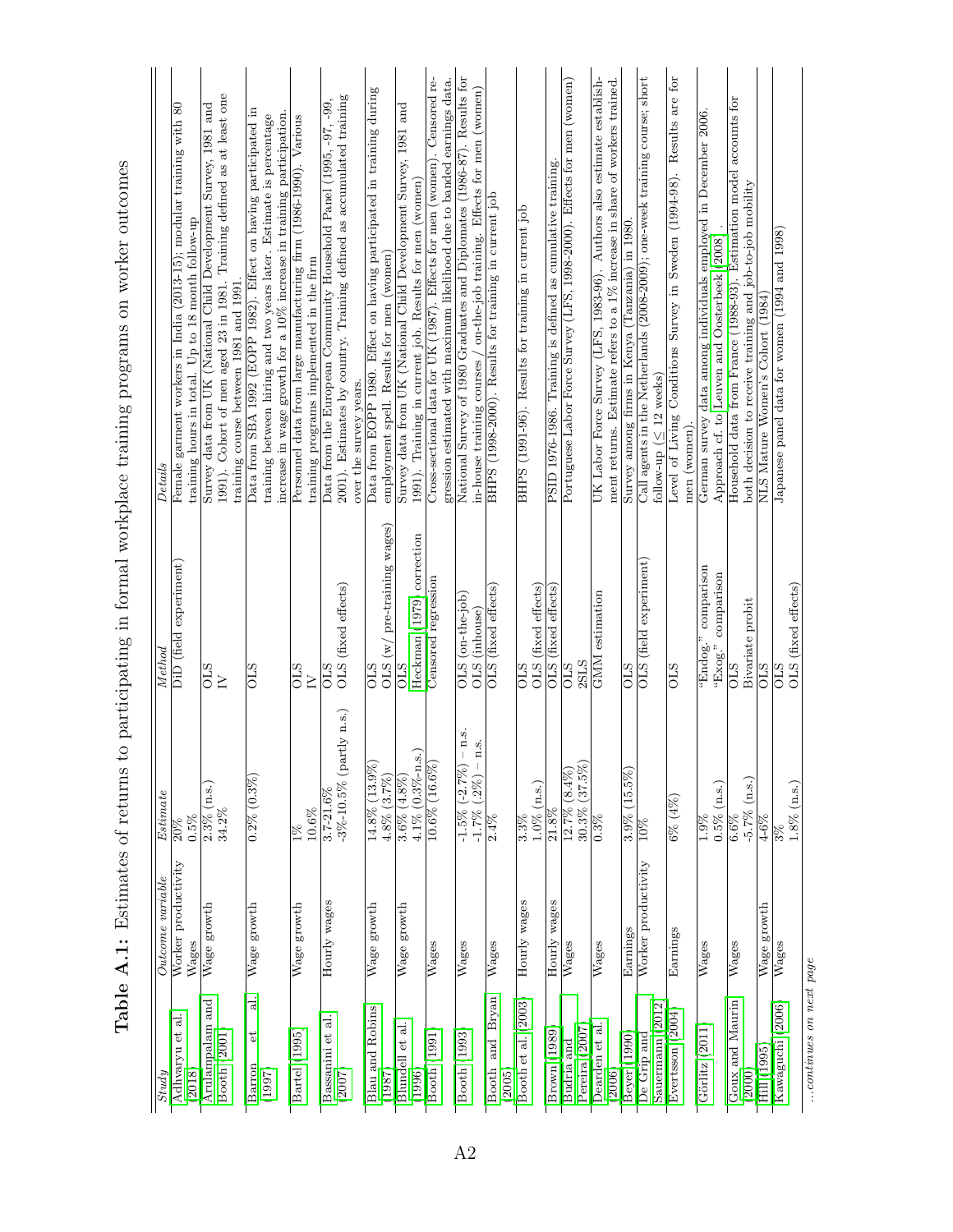**Table A.1:** Estimates of returns to participating in formal workplace training programs on worker outcomes

| *Study* | *Outcome variable* | *Estimate* | *Method* | *Details* |
|---|---|---|---|---|
| Adhvaryu et al. (2018) | Worker productivity<br>Wages | 20%<br>0.5% | DiD (field experiment) | Female garment workers in India (2013-15); modular training with 80 training hours in total. Up to 18 month follow-up |
| Arulampalam and Booth (2001) | Wage growth | 2.3% (n.s.)<br>34.2% | OLS<br>IV | Survey data from UK (National Child Development Survey, 1981 and 1991). Cohort of men aged 23 in 1981. Training defined as at least one training course between 1981 and 1991. |
| Barron et al. (1997) | Wage growth | 0.2% (0.3%) | OLS | Data from SBA 1992 (EOPP 1982). Effect on having participated in training between hiring and two years later. Estimate is percentage increase in wage growth for a 10% increase in training participation. |
| Bartel (1995) | Wage growth | 1%<br>10.6% | OLS<br>IV | Personnel data from large manufacturing firm (1986-1990). Various training programs implemented in the firm |
| Bassanini et al. (2007) | Hourly wages | 3.7-21.6%<br>-3%-10.5% (partly n.s.) | OLS<br>OLS (fixed effects) | Data from the European Community Household Panel (1995, -97, -99, 2001). Estimates by country. Training defined as accumulated training over the survey years. |
| Blau and Robins (1987) | Wage growth | 14.8% (13.9%)<br>4.8% (3.7%) | OLS<br>OLS (w/ pre-training wages) | Data from EOPP 1980. Effect on having participated in training during employment spell. Results for men (women) |
| Blundell et al. (1996) | Wage growth | 3.6% (4.8%)<br>4.1% (0.3%-n.s.) | OLS<br>Heckman (1979) correction | Survey data from UK (National Child Development Survey, 1981 and 1991). Training in current job. Results for men (women) |
| Booth (1991) | Wages | 10.6% (16.6%) | Censored regression | Cross-sectional data for UK (1987). Effects for men (women). Censored regression estimated with maximum likelihood due to banded earnings data. |
| Booth (1993) | Wages | -1.5% (-2.7%) – n.s.<br>-1.7% (.2%) – n.s. | OLS (on-the-job)<br>OLS (inhouse) | National Survey of 1980 Graduates and Diplomates (1986-87). Results for in-house training courses / on-the-job training. Effects for men (women) |
| Booth and Bryan (2005) | Wages | 2.4% | OLS (fixed effects) | BHPS (1998-2000). Results for training in current job |
| Booth et al. (2003) | Hourly wages | 3.3%<br>1.0% (n.s.) | OLS<br>OLS (fixed effects) | BHPS (1991-96). Results for training in current job |
| Brown (1989) | Hourly wages | 21.8% | OLS (fixed effects) | PSID 1976-1986. Training is defined as cumulative training. |
| Budria and Pereira (2007) | Wages | 12.7% (8.4%)<br>30.3% (37.5%) | OLS<br>2SLS | Portuguese Labor Force Survey (LFS, 1998-2000). Effects for men (women) |
| Dearden et al. (2006) | Wages | 0.3% | GMM estimation | UK Labor Force Survey (LFS, 1983-96). Authors also estimate establishment returns. Estimate refers to a 1% increase in share of workers trained. |
| Beyer (1990) | Earnings | 3.9% (15.5%) | OLS | Survey among firms in Kenya (Tanzania) in 1980. |
| De Grip and Sauermann (2012) | Worker productivity | 10% | OLS (field experiment) | Call agents in the Netherlands (2008-2009); one-week training course; short follow-up (≤ 12 weeks) |
| Evertsson (2004) | Earnings | 6% (4%) | OLS | Level of Living Conditions Survey in Sweden (1994-98). Results are for men (women). |
| Görlitz (2011) | Wages | 1.9%<br>0.5% (n.s.) | "Endog." comparison<br>"Exog." comparison | German survey data among individuals employed in December 2006. Approach cf. to Leuven and Oosterbeek (2008). |
| Goux and Maurin (2000) | Wages | 6.6%<br>-5.7% (n.s.) | OLS<br>Bivariate probit | Household data from France (1988-93). Estimation model accounts for both decision to receive training and job-to-job mobility |
| Hill (1995) | Wage growth | 4-6% | OLS | NLS Mature Women's Cohort (1984) |
| Kawaguchi (2006) | Wages | 3%<br>1.8% (n.s.) | OLS<br>OLS (fixed effects) | Japanese panel data for women (1994 and 1998) |

*...continues on next page*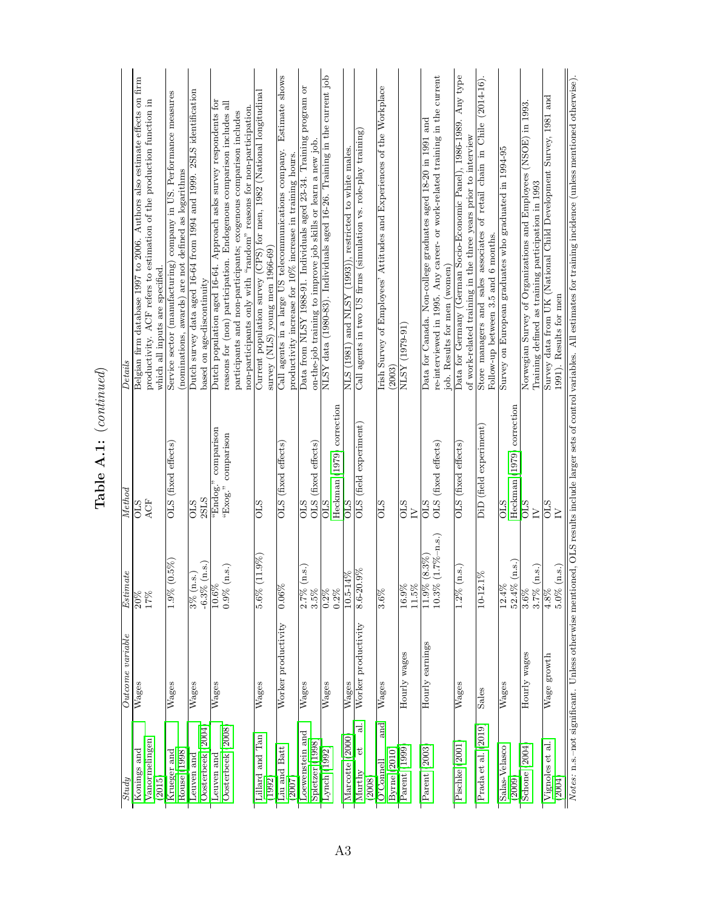**Table A.1:** *(continued)*

| *Study* | *Outcome variable* | *Estimate* | *Method* | *Details* |
|---|---|---|---|---|
| Konings and Vanormelingen (2015) | Wages | 20%<br>17% | OLS<br>ACF | Belgian firm database 1997 to 2006. Authors also estimate effects on firm productivity. ACF refers to estimation of the production function in which all inputs are specified. |
| Krueger and Rouse (1998) | Wages | 1.9% (0.5%) | OLS (fixed effects) | Service sector (manufacturing) company in US. Performance measures (nominations, awards) are not defined as logarithms |
| Leuven and Oosterbeek (2004) | Wages | 3% (n.s.)<br>-6.3% (n.s.) | OLS<br>2SLS | Dutch survey data aged 16-64 from 1994 and 1999. 2SLS identification based on age-discontinuity |
| Leuven and Oosterbeek (2008) | Wages | 10.6%<br>0.9% (n.s.) | "Endog." comparison<br>"Exog." comparison | Dutch population aged 16-64. Approach asks survey respondents for reasons for (non) participation. Endogenous comparison includes all participants and non-participants; exogenous comparison includes non-participants only with "random" reasons for non-participation. |
| Lillard and Tan (1992) | Wages | 5.6% (11.9%) | OLS | Current population survey (CPS) for men, 1982 (National longitudinal survey (NLS) young men 1966-69) |
| Liu and Batt (2007) | Worker productivity | 0.06% | OLS (fixed effects) | Call agents in a large US telecommunications company. Estimate shows productivity increase for 10% increase in training hours. |
| Loewenstein and Spletzer (1998) | Wages | 2.7% (n.s.)<br>3.5% | OLS<br>OLS (fixed effects) | Data from NLSY 1988-91. Individuals aged 23-34. Training program or on-the-job training to improve job skills or learn a new job. |
| Lynch (1992) | Wages | 0.2%<br>0.2% | OLS<br>Heckman (1979) correction | NLSY data (1980-83). Individuals aged 16-26. Training in the current job |
| Marcotte (2000) | Wages | 10.5-14% | OLS | NLS (1981) and NLSY (1993)), restricted to white males. |
| Murthy et al. (2008) | Worker productivity | 8.6-20.9% | OLS (field experiment) | Call agents in two US firms (simulation vs. role-play training) |
| O'Connell and Byrne (2010) | Wages | 3.6% | OLS | Irish Survey of Employees' Attitudes and Experiences of the Workplace (2003) |
| Parent (1999) | Hourly wages | 16.9%<br>11.5% | OLS<br>IV | NLSY (1979-91) |
| Parent (2003) | Hourly earnings | 11.9% (8.3%)<br>10.3% (1.7%–n.s.) | OLS<br>OLS (fixed effects) | Data for Canada. Non-college graduates aged 18-20 in 1991 and re-interviewed in 1995. Any career- or work-related training in the current job. Results for men (women) |
| Pischke (2001) | Wages | 1.2% (n.s.) | OLS (fixed effects) | Data for Germany (German Socio-Economic Panel), 1986-1989. Any type of work-related training in the three years prior to interview |
| Prada et al. (2019) | Sales | 10-12.1% | DiD (field experiment) | Store managers and sales associates of retail chain in Chile (2014-16). Follow-up between 3.5 and 6 months. |
| Salas-Velasco (2009) | Wages | 12.4%<br>52.4% (n.s.) | OLS<br>Heckman (1979) correction | Survey on European graduates who graduated in 1994-95 |
| Schøne (2004) | Hourly wages | 3.6%<br>3.7% (n.s.) | OLS<br>IV | Norwegian Survey of Organizations and Employees (NSOE) in 1993. Training defined as training participation in 1993 |
| Vignoles et al. (2004) | Wage growth | 4.8%<br>5.0% (n.s.) | OLS<br>IV | Survey data from UK (National Child Development Survey, 1981 and 1991). Results for men |

*Notes:* n.s.–not significant. Unless otherwise mentioned, OLS results include larger sets of control variables. All estimates for training incidence (unless mentioned otherwise).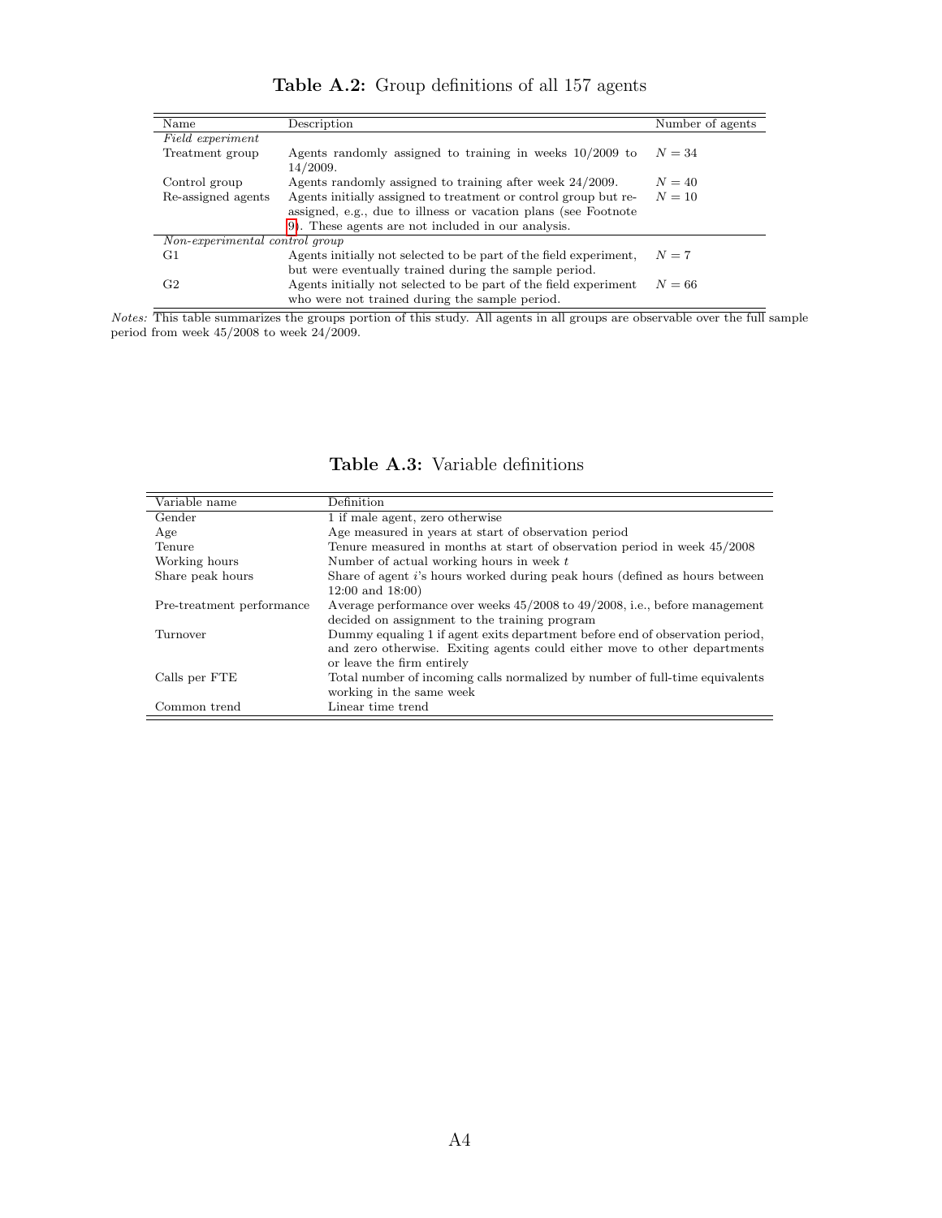**Table A.2:** Group definitions of all 157 agents

| Name | Description | Number of agents |
|---|---|---|
| *Field experiment* | | |
| Treatment group | Agents randomly assigned to training in weeks 10/2009 to 14/2009. | $N = 34$ |
| Control group | Agents randomly assigned to training after week 24/2009. | $N = 40$ |
| Re-assigned agents | Agents initially assigned to treatment or control group but re-assigned, e.g., due to illness or vacation plans (see Footnote 9). These agents are not included in our analysis. | $N = 10$ |
| *Non-experimental control group* | | |
| G1 | Agents initially not selected to be part of the field experiment, but were eventually trained during the sample period. | $N = 7$ |
| G2 | Agents initially not selected to be part of the field experiment who were not trained during the sample period. | $N = 66$ |

*Notes:* This table summarizes the groups portion of this study. All agents in all groups are observable over the full sample period from week 45/2008 to week 24/2009.

**Table A.3:** Variable definitions

| Variable name | Definition |
|---|---|
| Gender | 1 if male agent, zero otherwise |
| Age | Age measured in years at start of observation period |
| Tenure | Tenure measured in months at start of observation period in week 45/2008 |
| Working hours | Number of actual working hours in week $t$ |
| Share peak hours | Share of agent $i$'s hours worked during peak hours (defined as hours between 12:00 and 18:00) |
| Pre-treatment performance | Average performance over weeks 45/2008 to 49/2008, i.e., before management decided on assignment to the training program |
| Turnover | Dummy equaling 1 if agent exits department before end of observation period, and zero otherwise. Exiting agents could either move to other departments or leave the firm entirely |
| Calls per FTE | Total number of incoming calls normalized by number of full-time equivalents working in the same week |
| Common trend | Linear time trend |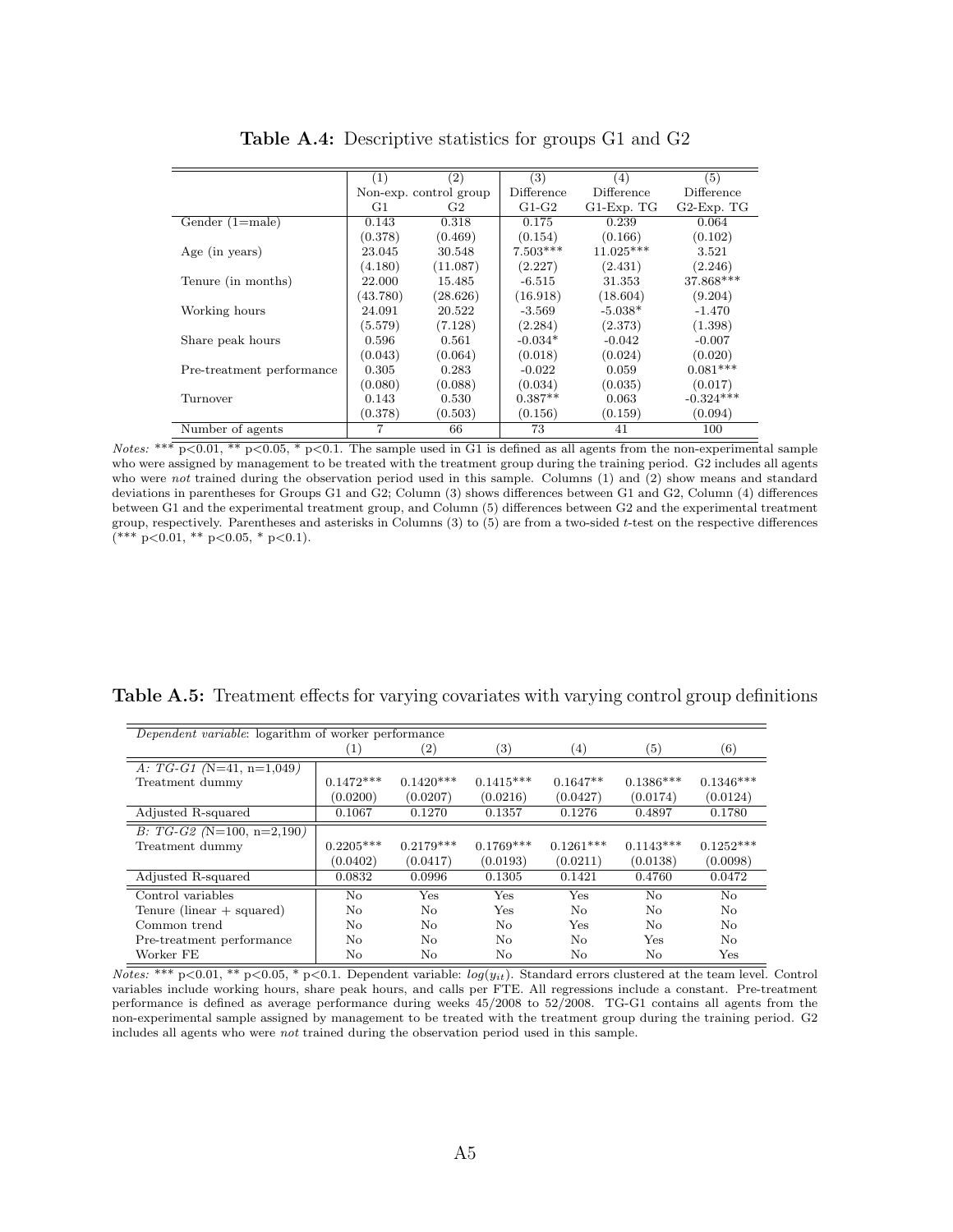**Table A.4:** Descriptive statistics for groups G1 and G2

| | (1) | (2) | (3) | (4) | (5) |
|---|---|---|---|---|---|
| | Non-exp. control group | | Difference | Difference | Difference |
| | G1 | G2 | G1-G2 | G1-Exp. TG | G2-Exp. TG |
| Gender (1=male) | 0.143 | 0.318 | 0.175 | 0.239 | 0.064 |
| | (0.378) | (0.469) | (0.154) | (0.166) | (0.102) |
| Age (in years) | 23.045 | 30.548 | 7.503*** | 11.025*** | 3.521 |
| | (4.180) | (11.087) | (2.227) | (2.431) | (2.246) |
| Tenure (in months) | 22.000 | 15.485 | -6.515 | 31.353 | 37.868*** |
| | (43.780) | (28.626) | (16.918) | (18.604) | (9.204) |
| Working hours | 24.091 | 20.522 | -3.569 | -5.038* | -1.470 |
| | (5.579) | (7.128) | (2.284) | (2.373) | (1.398) |
| Share peak hours | 0.596 | 0.561 | -0.034* | -0.042 | -0.007 |
| | (0.043) | (0.064) | (0.018) | (0.024) | (0.020) |
| Pre-treatment performance | 0.305 | 0.283 | -0.022 | 0.059 | 0.081*** |
| | (0.080) | (0.088) | (0.034) | (0.035) | (0.017) |
| Turnover | 0.143 | 0.530 | 0.387** | 0.063 | -0.324*** |
| | (0.378) | (0.503) | (0.156) | (0.159) | (0.094) |
| Number of agents | 7 | 66 | 73 | 41 | 100 |

*Notes:* *** p<0.01, ** p<0.05, * p<0.1. The sample used in G1 is defined as all agents from the non-experimental sample who were assigned by management to be treated with the treatment group during the training period. G2 includes all agents who were *not* trained during the observation period used in this sample. Columns (1) and (2) show means and standard deviations in parentheses for Groups G1 and G2; Column (3) shows differences between G1 and G2, Column (4) differences between G1 and the experimental treatment group, and Column (5) differences between G2 and the experimental treatment group, respectively. Parentheses and asterisks in Columns (3) to (5) are from a two-sided $t$-test on the respective differences (*** p<0.01, ** p<0.05, * p<0.1).

**Table A.5:** Treatment effects for varying covariates with varying control group definitions

| *Dependent variable*: logarithm of worker performance | (1) | (2) | (3) | (4) | (5) | (6) |
|---|---|---|---|---|---|---|
| *A: TG-G1 (*N=41, n=1,049*)* | | | | | | |
| Treatment dummy | 0.1472*** | 0.1420*** | 0.1415*** | 0.1647** | 0.1386*** | 0.1346*** |
| | (0.0200) | (0.0207) | (0.0216) | (0.0427) | (0.0174) | (0.0124) |
| Adjusted R-squared | 0.1067 | 0.1270 | 0.1357 | 0.1276 | 0.4897 | 0.1780 |
| *B: TG-G2 (*N=100, n=2,190*)* | | | | | | |
| Treatment dummy | 0.2205*** | 0.2179*** | 0.1769*** | 0.1261*** | 0.1143*** | 0.1252*** |
| | (0.0402) | (0.0417) | (0.0193) | (0.0211) | (0.0138) | (0.0098) |
| Adjusted R-squared | 0.0832 | 0.0996 | 0.1305 | 0.1421 | 0.4760 | 0.0472 |
| Control variables | No | Yes | Yes | Yes | No | No |
| Tenure (linear + squared) | No | No | Yes | No | No | No |
| Common trend | No | No | No | Yes | No | No |
| Pre-treatment performance | No | No | No | No | Yes | No |
| Worker FE | No | No | No | No | No | Yes |

*Notes:* *** p<0.01, ** p<0.05, * p<0.1. Dependent variable: $log(y_{it})$. Standard errors clustered at the team level. Control variables include working hours, share peak hours, and calls per FTE. All regressions include a constant. Pre-treatment performance is defined as average performance during weeks 45/2008 to 52/2008. TG-G1 contains all agents from the non-experimental sample assigned by management to be treated with the treatment group during the training period. G2 includes all agents who were *not* trained during the observation period used in this sample.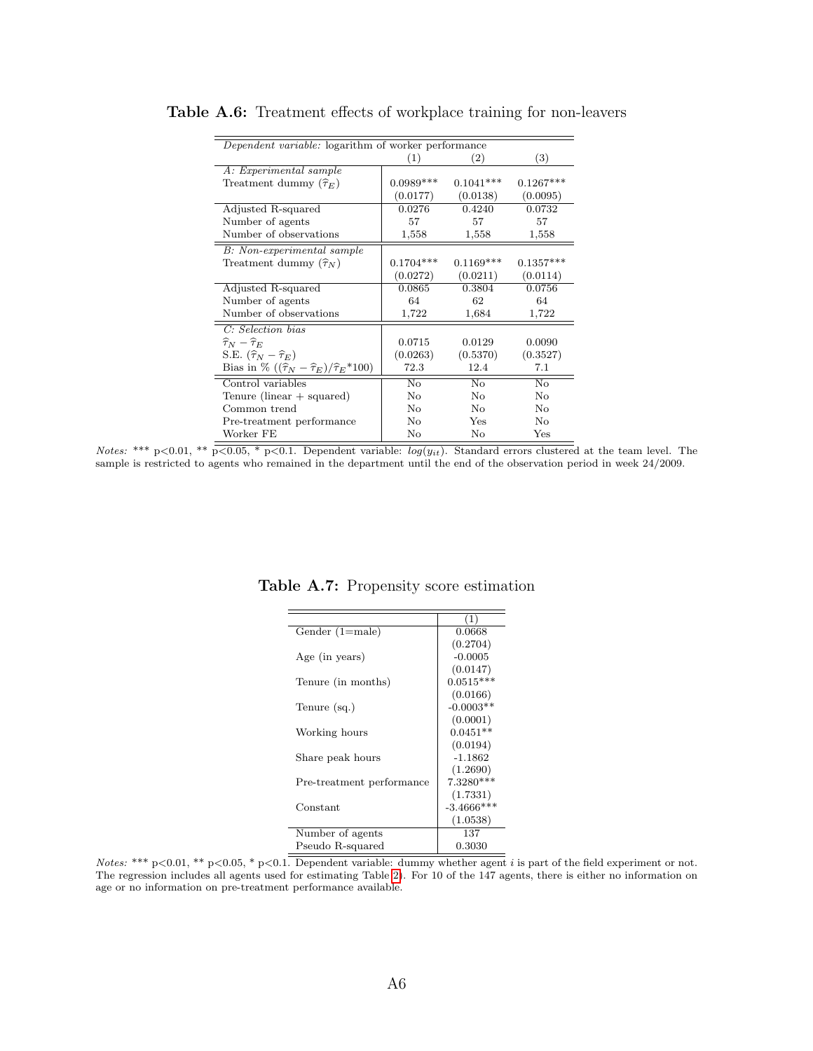**Table A.6:** Treatment effects of workplace training for non-leavers

| *Dependent variable:* logarithm of worker performance | (1) | (2) | (3) |
|---|---|---|---|
| *A: Experimental sample* | | | |
| Treatment dummy ($\widehat{\tau}_E$) | 0.0989*** | 0.1041*** | 0.1267*** |
| | (0.0177) | (0.0138) | (0.0095) |
| Adjusted R-squared | 0.0276 | 0.4240 | 0.0732 |
| Number of agents | 57 | 57 | 57 |
| Number of observations | 1,558 | 1,558 | 1,558 |
| *B: Non-experimental sample* | | | |
| Treatment dummy ($\widehat{\tau}_N$) | 0.1704*** | 0.1169*** | 0.1357*** |
| | (0.0272) | (0.0211) | (0.0114) |
| Adjusted R-squared | 0.0865 | 0.3804 | 0.0756 |
| Number of agents | 64 | 62 | 64 |
| Number of observations | 1,722 | 1,684 | 1,722 |
| *C: Selection bias* | | | |
| $\widehat{\tau}_N - \widehat{\tau}_E$ | 0.0715 | 0.0129 | 0.0090 |
| S.E. ($\widehat{\tau}_N - \widehat{\tau}_E$) | (0.0263) | (0.5370) | (0.3527) |
| Bias in % (($\widehat{\tau}_N - \widehat{\tau}_E)/\widehat{\tau}_E$*100) | 72.3 | 12.4 | 7.1 |
| Control variables | No | No | No |
| Tenure (linear + squared) | No | No | No |
| Common trend | No | No | No |
| Pre-treatment performance | No | Yes | No |
| Worker FE | No | No | Yes |

*Notes:* *** p<0.01, ** p<0.05, * p<0.1. Dependent variable: $log(y_{it})$. Standard errors clustered at the team level. The sample is restricted to agents who remained in the department until the end of the observation period in week 24/2009.

**Table A.7:** Propensity score estimation

| | (1) |
|---|---|
| Gender (1=male) | 0.0668 |
| | (0.2704) |
| Age (in years) | -0.0005 |
| | (0.0147) |
| Tenure (in months) | 0.0515*** |
| | (0.0166) |
| Tenure (sq.) | -0.0003** |
| | (0.0001) |
| Working hours | 0.0451** |
| | (0.0194) |
| Share peak hours | -1.1862 |
| | (1.2690) |
| Pre-treatment performance | 7.3280*** |
| | (1.7331) |
| Constant | -3.4666*** |
| | (1.0538) |
| Number of agents | 137 |
| Pseudo R-squared | 0.3030 |

*Notes:* *** p<0.01, ** p<0.05, * p<0.1. Dependent variable: dummy whether agent $i$ is part of the field experiment or not. The regression includes all agents used for estimating Table 2. For 10 of the 147 agents, there is either no information on age or no information on pre-treatment performance available.